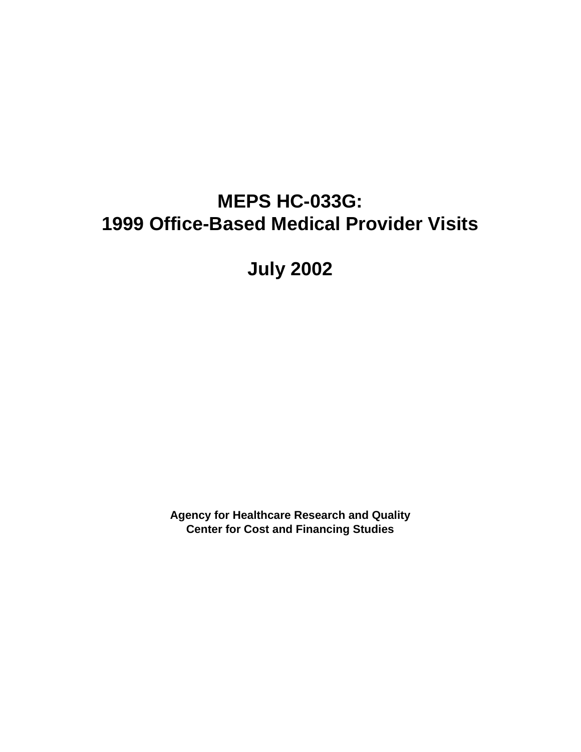# MEPS HC-033G:
# 1999 Office-Based Medical Provider Visits

## July 2002

**Agency for Healthcare Research and Quality**
**Center for Cost and Financing Studies**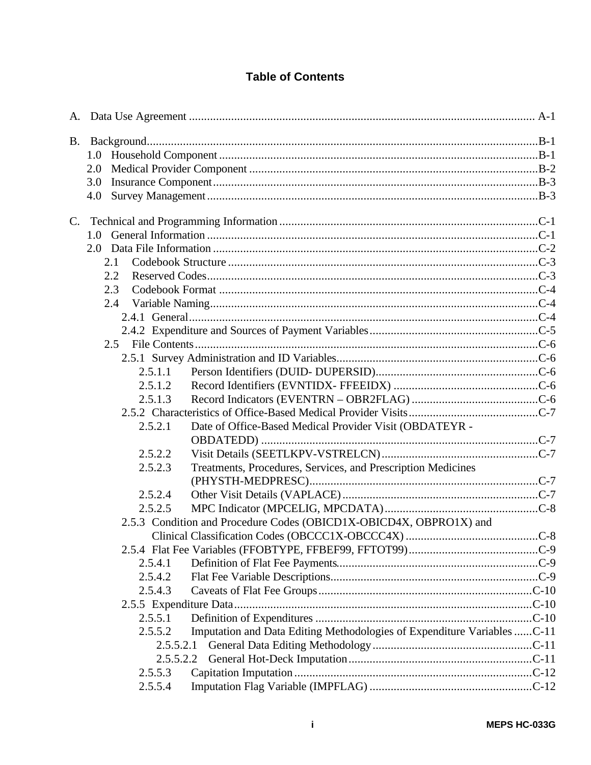## Table of Contents

A. Data Use Agreement ..................................................................................................... A-1

B. Background.................................................................................................................B-1
- 1.0 Household Component .........................................................................................B-1
- 2.0 Medical Provider Component ...............................................................................B-2
- 3.0 Insurance Component...........................................................................................B-3
- 4.0 Survey Management .............................................................................................B-3

C. Technical and Programming Information .....................................................................C-1
- 1.0 General Information .............................................................................................C-1
- 2.0 Data File Information ...........................................................................................C-2
  - 2.1 Codebook Structure ......................................................................................C-3
  - 2.2 Reserved Codes.............................................................................................C-3
  - 2.3 Codebook Format .........................................................................................C-4
  - 2.4 Variable Naming............................................................................................C-4
    - 2.4.1 General...................................................................................................C-4
    - 2.4.2 Expenditure and Sources of Payment Variables........................................C-5
  - 2.5 File Contents.................................................................................................C-6
    - 2.5.1 Survey Administration and ID Variables..................................................C-6
      - 2.5.1.1 Person Identifiers (DUID- DUPERSID).....................................................C-6
      - 2.5.1.2 Record Identifiers (EVNTIDX- FFEEIDX) ................................................C-6
      - 2.5.1.3 Record Indicators (EVENTRN – OBR2FLAG) ..........................................C-6
    - 2.5.2 Characteristics of Office-Based Medical Provider Visits...........................C-7
      - 2.5.2.1 Date of Office-Based Medical Provider Visit (OBDATEYR - OBDATEDD) ............................................................................................C-7
      - 2.5.2.2 Visit Details (SEETLKPV-VSTRELCN)....................................................C-7
      - 2.5.2.3 Treatments, Procedures, Services, and Prescription Medicines (PHYSTH-MEDPRESC)............................................................................C-7
      - 2.5.2.4 Other Visit Details (VAPLACE).................................................................C-7
      - 2.5.2.5 MPC Indicator (MPCELIG, MPCDATA)...................................................C-8
    - 2.5.3 Condition and Procedure Codes (OBICD1X-OBICD4X, OBPRO1X) and Clinical Classification Codes (OBCCC1X-OBCCC4X) ............................................C-8
    - 2.5.4 Flat Fee Variables (FFOBTYPE, FFBEF99, FFTOT99)...........................C-9
      - 2.5.4.1 Definition of Flat Fee Payments..................................................................C-9
      - 2.5.4.2 Flat Fee Variable Descriptions....................................................................C-9
      - 2.5.4.3 Caveats of Flat Fee Groups.......................................................................C-10
    - 2.5.5 Expenditure Data...................................................................................C-10
      - 2.5.5.1 Definition of Expenditures ........................................................................C-10
      - 2.5.5.2 Imputation and Data Editing Methodologies of Expenditure Variables ......C-11
        - 2.5.5.2.1 General Data Editing Methodology.....................................................C-11
        - 2.5.5.2.2 General Hot-Deck Imputation.............................................................C-11
      - 2.5.5.3 Capitation Imputation...............................................................................C-12
      - 2.5.5.4 Imputation Flag Variable (IMPFLAG) ......................................................C-12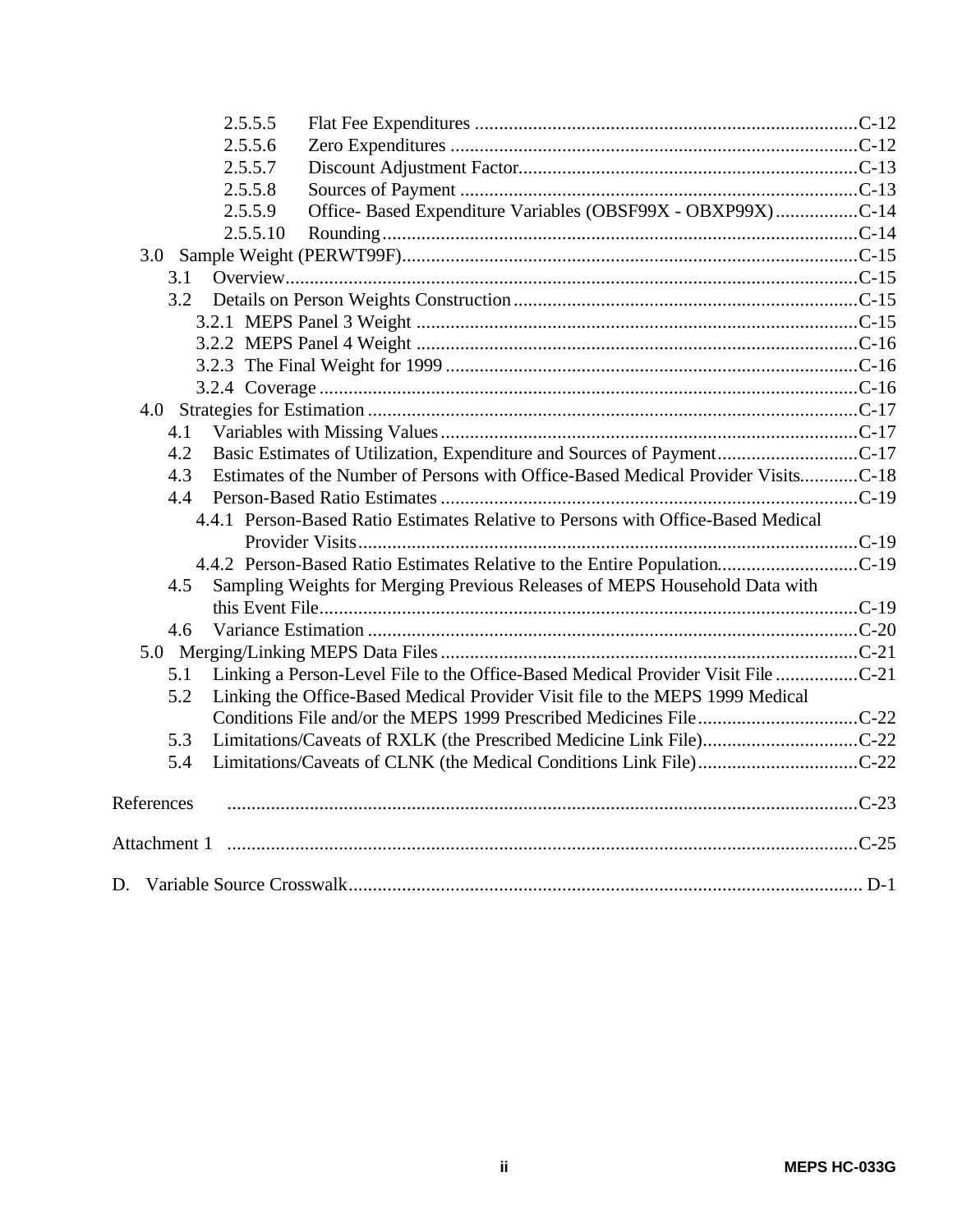2.5.5.5 Flat Fee Expenditures ....C-12
2.5.5.6 Zero Expenditures ....C-12
2.5.5.7 Discount Adjustment Factor....C-13
2.5.5.8 Sources of Payment ....C-13
2.5.5.9 Office- Based Expenditure Variables (OBSF99X - OBXP99X) ....C-14
2.5.5.10 Rounding ....C-14

3.0 Sample Weight (PERWT99F)....C-15
- 3.1 Overview....C-15
- 3.2 Details on Person Weights Construction ....C-15
  - 3.2.1 MEPS Panel 3 Weight ....C-15
  - 3.2.2 MEPS Panel 4 Weight ....C-16
  - 3.2.3 The Final Weight for 1999 ....C-16
  - 3.2.4 Coverage ....C-16

4.0 Strategies for Estimation ....C-17
- 4.1 Variables with Missing Values ....C-17
- 4.2 Basic Estimates of Utilization, Expenditure and Sources of Payment....C-17
- 4.3 Estimates of the Number of Persons with Office-Based Medical Provider Visits....C-18
- 4.4 Person-Based Ratio Estimates ....C-19
  - 4.4.1 Person-Based Ratio Estimates Relative to Persons with Office-Based Medical Provider Visits....C-19
  - 4.4.2 Person-Based Ratio Estimates Relative to the Entire Population....C-19
- 4.5 Sampling Weights for Merging Previous Releases of MEPS Household Data with this Event File....C-19
- 4.6 Variance Estimation ....C-20

5.0 Merging/Linking MEPS Data Files ....C-21
- 5.1 Linking a Person-Level File to the Office-Based Medical Provider Visit File ....C-21
- 5.2 Linking the Office-Based Medical Provider Visit file to the MEPS 1999 Medical Conditions File and/or the MEPS 1999 Prescribed Medicines File....C-22
- 5.3 Limitations/Caveats of RXLK (the Prescribed Medicine Link File)....C-22
- 5.4 Limitations/Caveats of CLNK (the Medical Conditions Link File)....C-22

References ....C-23

Attachment 1 ....C-25

D. Variable Source Crosswalk.... D-1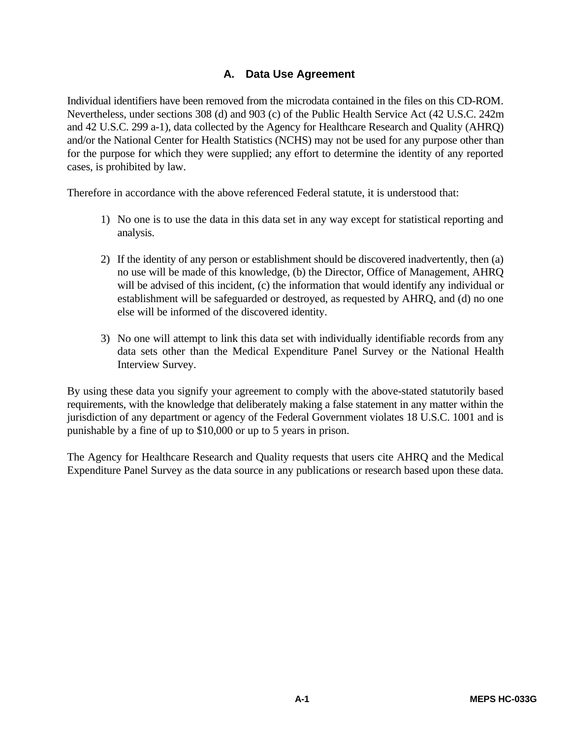## A. Data Use Agreement

Individual identifiers have been removed from the microdata contained in the files on this CD-ROM. Nevertheless, under sections 308 (d) and 903 (c) of the Public Health Service Act (42 U.S.C. 242m and 42 U.S.C. 299 a-1), data collected by the Agency for Healthcare Research and Quality (AHRQ) and/or the National Center for Health Statistics (NCHS) may not be used for any purpose other than for the purpose for which they were supplied; any effort to determine the identity of any reported cases, is prohibited by law.

Therefore in accordance with the above referenced Federal statute, it is understood that:

1) No one is to use the data in this data set in any way except for statistical reporting and analysis.

2) If the identity of any person or establishment should be discovered inadvertently, then (a) no use will be made of this knowledge, (b) the Director, Office of Management, AHRQ will be advised of this incident, (c) the information that would identify any individual or establishment will be safeguarded or destroyed, as requested by AHRQ, and (d) no one else will be informed of the discovered identity.

3) No one will attempt to link this data set with individually identifiable records from any data sets other than the Medical Expenditure Panel Survey or the National Health Interview Survey.

By using these data you signify your agreement to comply with the above-stated statutorily based requirements, with the knowledge that deliberately making a false statement in any matter within the jurisdiction of any department or agency of the Federal Government violates 18 U.S.C. 1001 and is punishable by a fine of up to $10,000 or up to 5 years in prison.

The Agency for Healthcare Research and Quality requests that users cite AHRQ and the Medical Expenditure Panel Survey as the data source in any publications or research based upon these data.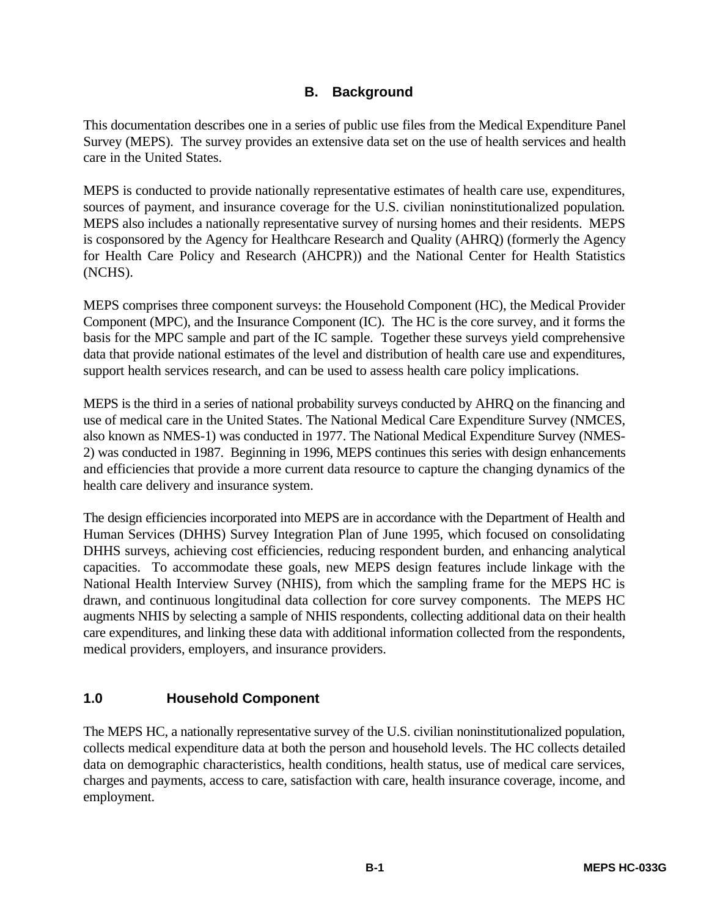## B. Background

This documentation describes one in a series of public use files from the Medical Expenditure Panel Survey (MEPS). The survey provides an extensive data set on the use of health services and health care in the United States.

MEPS is conducted to provide nationally representative estimates of health care use, expenditures, sources of payment, and insurance coverage for the U.S. civilian noninstitutionalized population. MEPS also includes a nationally representative survey of nursing homes and their residents. MEPS is cosponsored by the Agency for Healthcare Research and Quality (AHRQ) (formerly the Agency for Health Care Policy and Research (AHCPR)) and the National Center for Health Statistics (NCHS).

MEPS comprises three component surveys: the Household Component (HC), the Medical Provider Component (MPC), and the Insurance Component (IC). The HC is the core survey, and it forms the basis for the MPC sample and part of the IC sample. Together these surveys yield comprehensive data that provide national estimates of the level and distribution of health care use and expenditures, support health services research, and can be used to assess health care policy implications.

MEPS is the third in a series of national probability surveys conducted by AHRQ on the financing and use of medical care in the United States. The National Medical Care Expenditure Survey (NMCES, also known as NMES-1) was conducted in 1977. The National Medical Expenditure Survey (NMES-2) was conducted in 1987. Beginning in 1996, MEPS continues this series with design enhancements and efficiencies that provide a more current data resource to capture the changing dynamics of the health care delivery and insurance system.

The design efficiencies incorporated into MEPS are in accordance with the Department of Health and Human Services (DHHS) Survey Integration Plan of June 1995, which focused on consolidating DHHS surveys, achieving cost efficiencies, reducing respondent burden, and enhancing analytical capacities. To accommodate these goals, new MEPS design features include linkage with the National Health Interview Survey (NHIS), from which the sampling frame for the MEPS HC is drawn, and continuous longitudinal data collection for core survey components. The MEPS HC augments NHIS by selecting a sample of NHIS respondents, collecting additional data on their health care expenditures, and linking these data with additional information collected from the respondents, medical providers, employers, and insurance providers.

### 1.0 Household Component

The MEPS HC, a nationally representative survey of the U.S. civilian noninstitutionalized population, collects medical expenditure data at both the person and household levels. The HC collects detailed data on demographic characteristics, health conditions, health status, use of medical care services, charges and payments, access to care, satisfaction with care, health insurance coverage, income, and employment.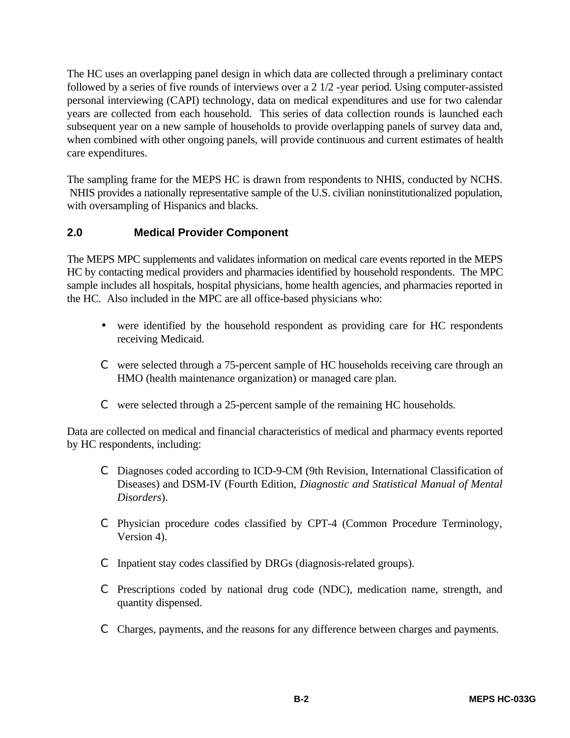The HC uses an overlapping panel design in which data are collected through a preliminary contact followed by a series of five rounds of interviews over a 2 1/2 -year period. Using computer-assisted personal interviewing (CAPI) technology, data on medical expenditures and use for two calendar years are collected from each household. This series of data collection rounds is launched each subsequent year on a new sample of households to provide overlapping panels of survey data and, when combined with other ongoing panels, will provide continuous and current estimates of health care expenditures.

The sampling frame for the MEPS HC is drawn from respondents to NHIS, conducted by NCHS. NHIS provides a nationally representative sample of the U.S. civilian noninstitutionalized population, with oversampling of Hispanics and blacks.

## 2.0 Medical Provider Component

The MEPS MPC supplements and validates information on medical care events reported in the MEPS HC by contacting medical providers and pharmacies identified by household respondents. The MPC sample includes all hospitals, hospital physicians, home health agencies, and pharmacies reported in the HC. Also included in the MPC are all office-based physicians who:

- were identified by the household respondent as providing care for HC respondents receiving Medicaid.
- were selected through a 75-percent sample of HC households receiving care through an HMO (health maintenance organization) or managed care plan.
- were selected through a 25-percent sample of the remaining HC households.

Data are collected on medical and financial characteristics of medical and pharmacy events reported by HC respondents, including:

- Diagnoses coded according to ICD-9-CM (9th Revision, International Classification of Diseases) and DSM-IV (Fourth Edition, *Diagnostic and Statistical Manual of Mental Disorders*).
- Physician procedure codes classified by CPT-4 (Common Procedure Terminology, Version 4).
- Inpatient stay codes classified by DRGs (diagnosis-related groups).
- Prescriptions coded by national drug code (NDC), medication name, strength, and quantity dispensed.
- Charges, payments, and the reasons for any difference between charges and payments.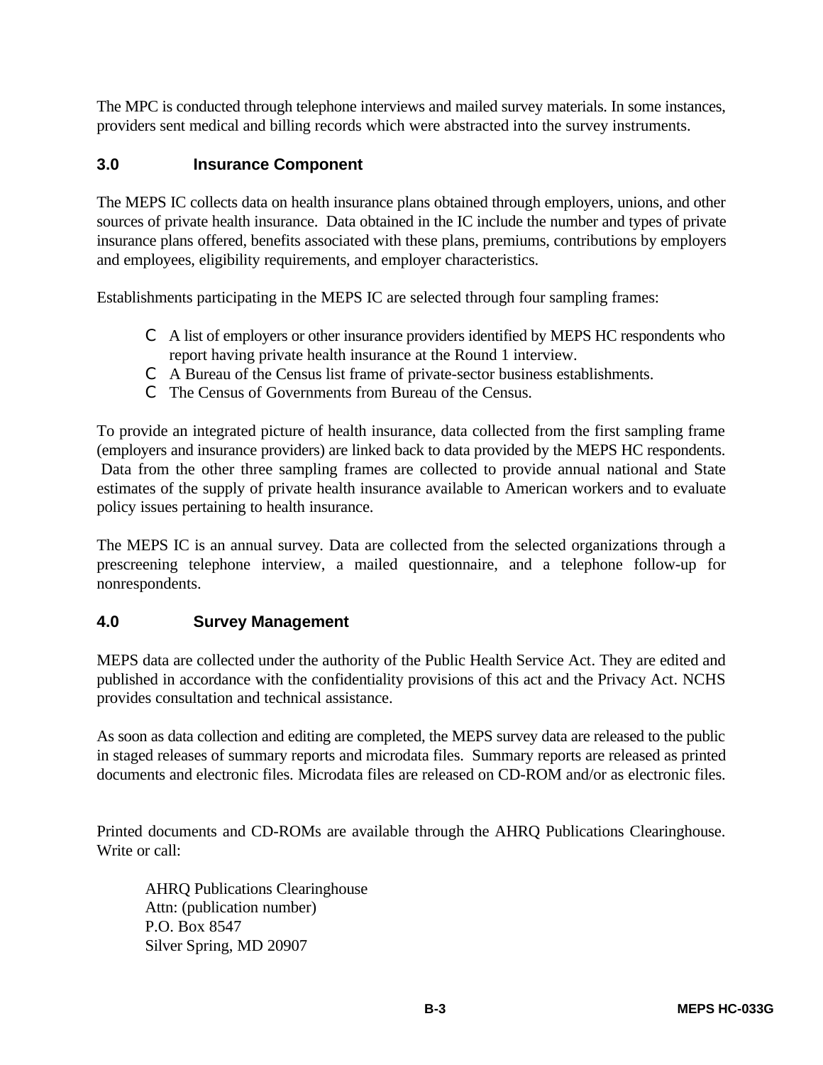The MPC is conducted through telephone interviews and mailed survey materials. In some instances, providers sent medical and billing records which were abstracted into the survey instruments.

## 3.0 Insurance Component

The MEPS IC collects data on health insurance plans obtained through employers, unions, and other sources of private health insurance. Data obtained in the IC include the number and types of private insurance plans offered, benefits associated with these plans, premiums, contributions by employers and employees, eligibility requirements, and employer characteristics.

Establishments participating in the MEPS IC are selected through four sampling frames:

- A list of employers or other insurance providers identified by MEPS HC respondents who report having private health insurance at the Round 1 interview.
- A Bureau of the Census list frame of private-sector business establishments.
- The Census of Governments from Bureau of the Census.

To provide an integrated picture of health insurance, data collected from the first sampling frame (employers and insurance providers) are linked back to data provided by the MEPS HC respondents. Data from the other three sampling frames are collected to provide annual national and State estimates of the supply of private health insurance available to American workers and to evaluate policy issues pertaining to health insurance.

The MEPS IC is an annual survey. Data are collected from the selected organizations through a prescreening telephone interview, a mailed questionnaire, and a telephone follow-up for nonrespondents.

## 4.0 Survey Management

MEPS data are collected under the authority of the Public Health Service Act. They are edited and published in accordance with the confidentiality provisions of this act and the Privacy Act. NCHS provides consultation and technical assistance.

As soon as data collection and editing are completed, the MEPS survey data are released to the public in staged releases of summary reports and microdata files. Summary reports are released as printed documents and electronic files. Microdata files are released on CD-ROM and/or as electronic files.

Printed documents and CD-ROMs are available through the AHRQ Publications Clearinghouse. Write or call:

AHRQ Publications Clearinghouse
Attn: (publication number)
P.O. Box 8547
Silver Spring, MD 20907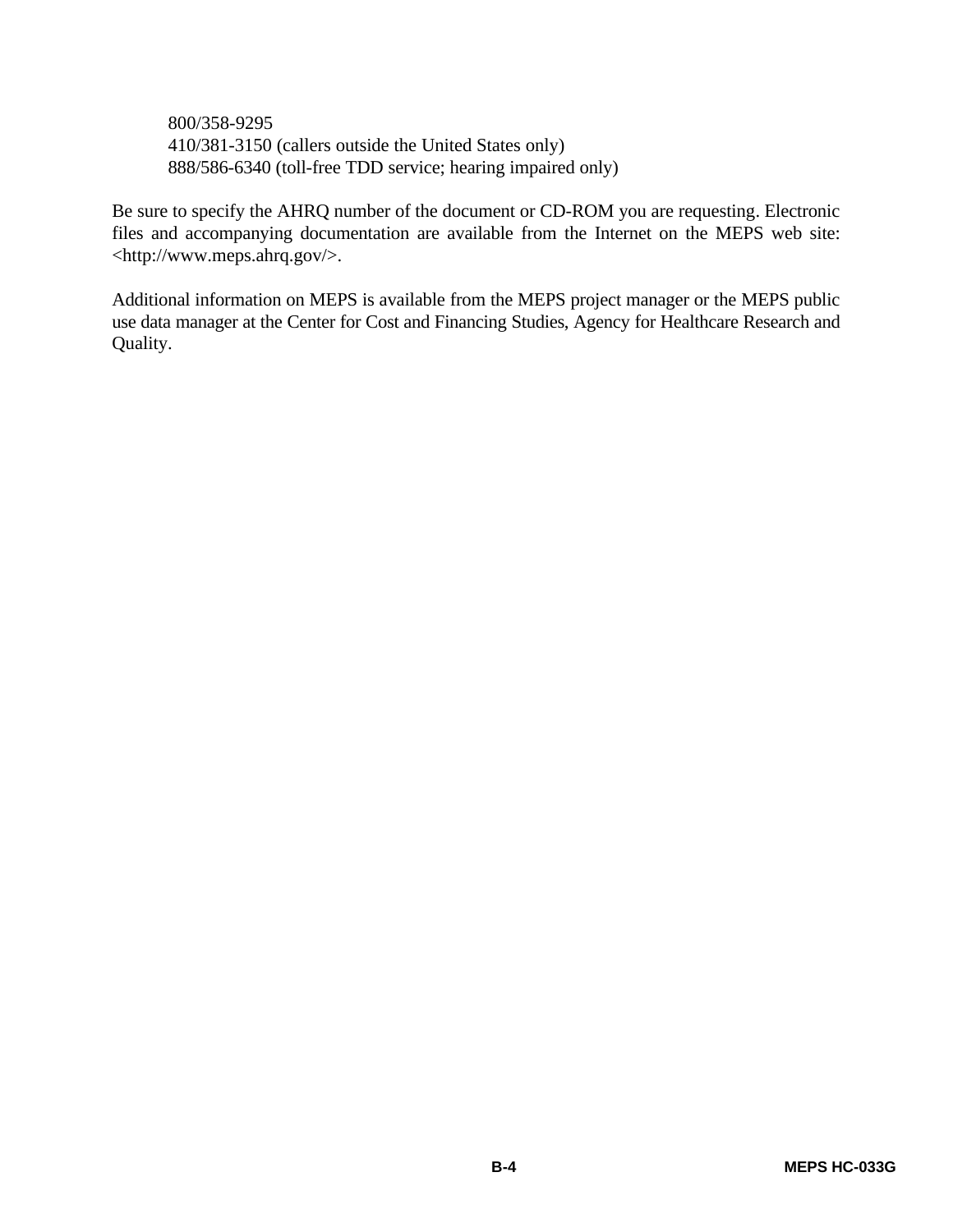800/358-9295
410/381-3150 (callers outside the United States only)
888/586-6340 (toll-free TDD service; hearing impaired only)

Be sure to specify the AHRQ number of the document or CD-ROM you are requesting. Electronic files and accompanying documentation are available from the Internet on the MEPS web site: <http://www.meps.ahrq.gov/>.

Additional information on MEPS is available from the MEPS project manager or the MEPS public use data manager at the Center for Cost and Financing Studies, Agency for Healthcare Research and Quality.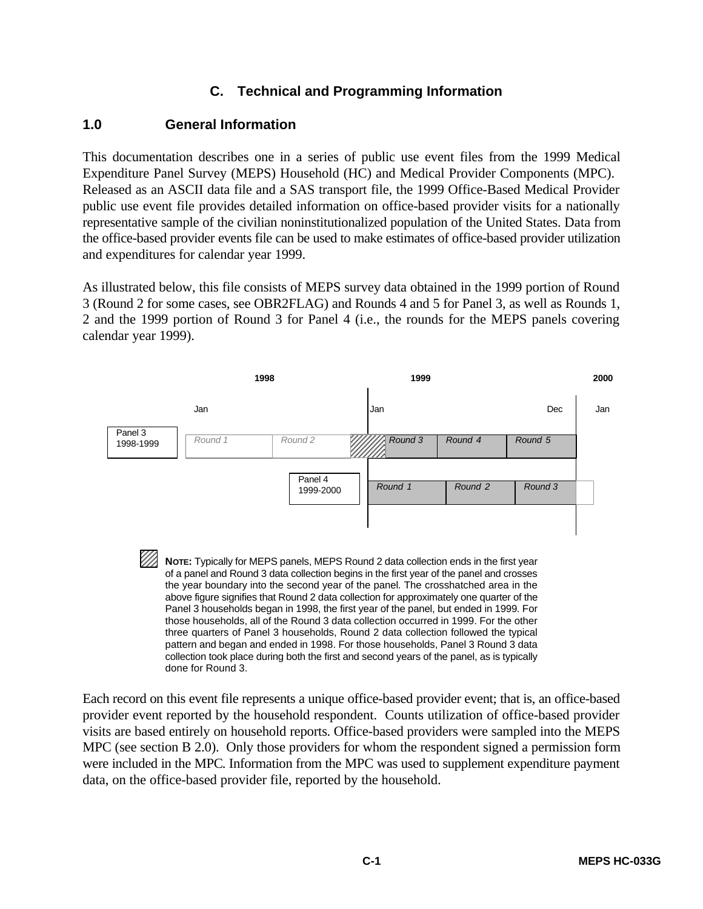## C. Technical and Programming Information

### 1.0 General Information

This documentation describes one in a series of public use event files from the 1999 Medical Expenditure Panel Survey (MEPS) Household (HC) and Medical Provider Components (MPC). Released as an ASCII data file and a SAS transport file, the 1999 Office-Based Medical Provider public use event file provides detailed information on office-based provider visits for a nationally representative sample of the civilian noninstitutionalized population of the United States. Data from the office-based provider events file can be used to make estimates of office-based provider utilization and expenditures for calendar year 1999.

As illustrated below, this file consists of MEPS survey data obtained in the 1999 portion of Round 3 (Round 2 for some cases, see OBR2FLAG) and Rounds 4 and 5 for Panel 3, as well as Rounds 1, 2 and the 1999 portion of Round 3 for Panel 4 (i.e., the rounds for the MEPS panels covering calendar year 1999).

| | 1998 | | | 1999 | | | 2000 |
|---|---|---|---|---|---|---|---|
| | Jan | | Jan | | | Dec | Jan |
| Panel 3 1998-1999 | *Round 1* | *Round 2* | *Round 3* | *Round 4* | *Round 5* | | |
| | | Panel 4 1999-2000 | *Round 1* | *Round 2* | *Round 3* | | |

**NOTE:** Typically for MEPS panels, MEPS Round 2 data collection ends in the first year of a panel and Round 3 data collection begins in the first year of the panel and crosses the year boundary into the second year of the panel. The crosshatched area in the above figure signifies that Round 2 data collection for approximately one quarter of the Panel 3 households began in 1998, the first year of the panel, but ended in 1999. For those households, all of the Round 3 data collection occurred in 1999. For the other three quarters of Panel 3 households, Round 2 data collection followed the typical pattern and began and ended in 1998. For those households, Panel 3 Round 3 data collection took place during both the first and second years of the panel, as is typically done for Round 3.

Each record on this event file represents a unique office-based provider event; that is, an office-based provider event reported by the household respondent. Counts utilization of office-based provider visits are based entirely on household reports. Office-based providers were sampled into the MEPS MPC (see section B 2.0). Only those providers for whom the respondent signed a permission form were included in the MPC. Information from the MPC was used to supplement expenditure payment data, on the office-based provider file, reported by the household.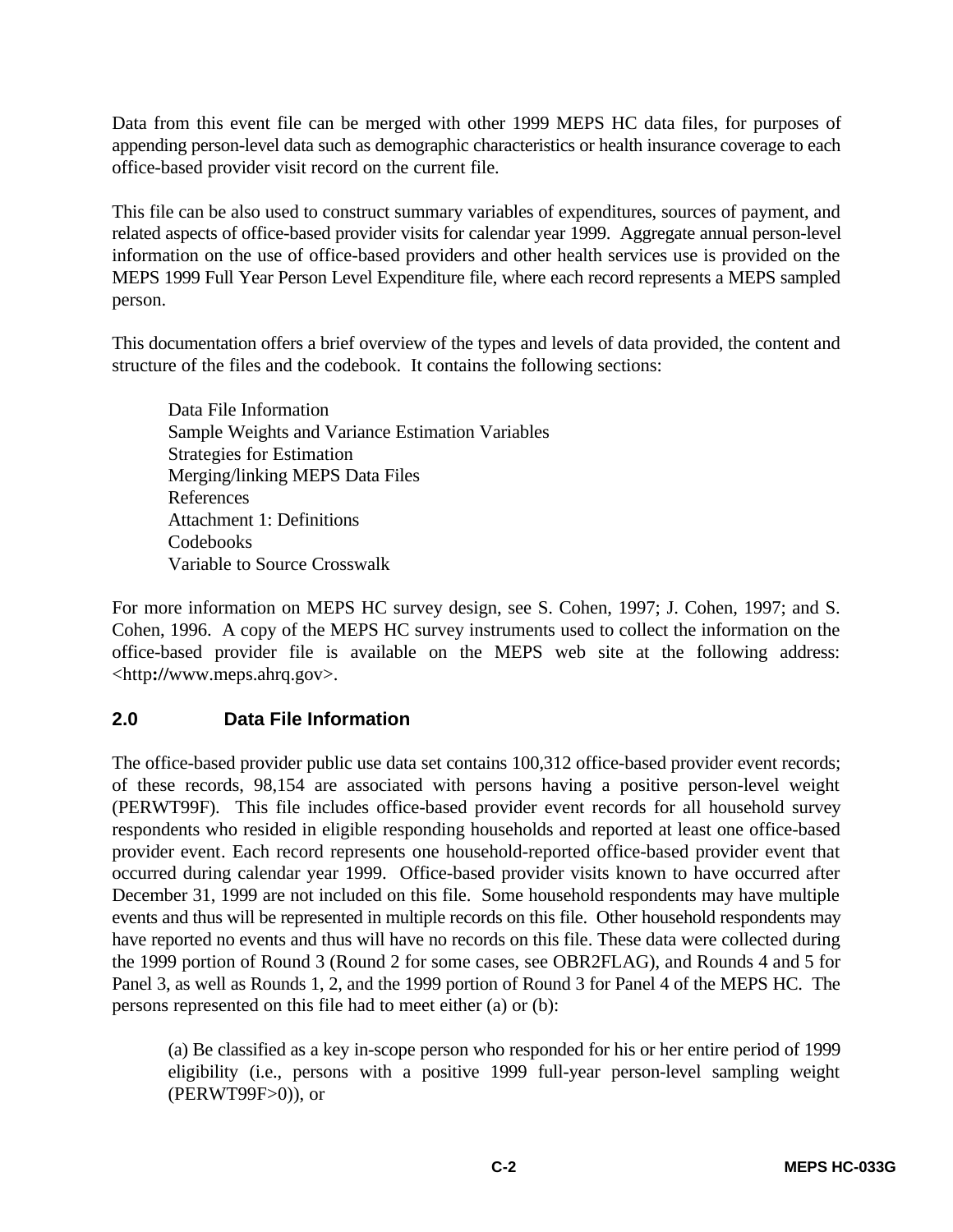Data from this event file can be merged with other 1999 MEPS HC data files, for purposes of appending person-level data such as demographic characteristics or health insurance coverage to each office-based provider visit record on the current file.

This file can be also used to construct summary variables of expenditures, sources of payment, and related aspects of office-based provider visits for calendar year 1999. Aggregate annual person-level information on the use of office-based providers and other health services use is provided on the MEPS 1999 Full Year Person Level Expenditure file, where each record represents a MEPS sampled person.

This documentation offers a brief overview of the types and levels of data provided, the content and structure of the files and the codebook. It contains the following sections:

Data File Information
Sample Weights and Variance Estimation Variables
Strategies for Estimation
Merging/linking MEPS Data Files
References
Attachment 1: Definitions
Codebooks
Variable to Source Crosswalk

For more information on MEPS HC survey design, see S. Cohen, 1997; J. Cohen, 1997; and S. Cohen, 1996. A copy of the MEPS HC survey instruments used to collect the information on the office-based provider file is available on the MEPS web site at the following address: <http://www.meps.ahrq.gov>.

## 2.0 Data File Information

The office-based provider public use data set contains 100,312 office-based provider event records; of these records, 98,154 are associated with persons having a positive person-level weight (PERWT99F). This file includes office-based provider event records for all household survey respondents who resided in eligible responding households and reported at least one office-based provider event. Each record represents one household-reported office-based provider event that occurred during calendar year 1999. Office-based provider visits known to have occurred after December 31, 1999 are not included on this file. Some household respondents may have multiple events and thus will be represented in multiple records on this file. Other household respondents may have reported no events and thus will have no records on this file. These data were collected during the 1999 portion of Round 3 (Round 2 for some cases, see OBR2FLAG), and Rounds 4 and 5 for Panel 3, as well as Rounds 1, 2, and the 1999 portion of Round 3 for Panel 4 of the MEPS HC. The persons represented on this file had to meet either (a) or (b):

(a) Be classified as a key in-scope person who responded for his or her entire period of 1999 eligibility (i.e., persons with a positive 1999 full-year person-level sampling weight (PERWT99F>0)), or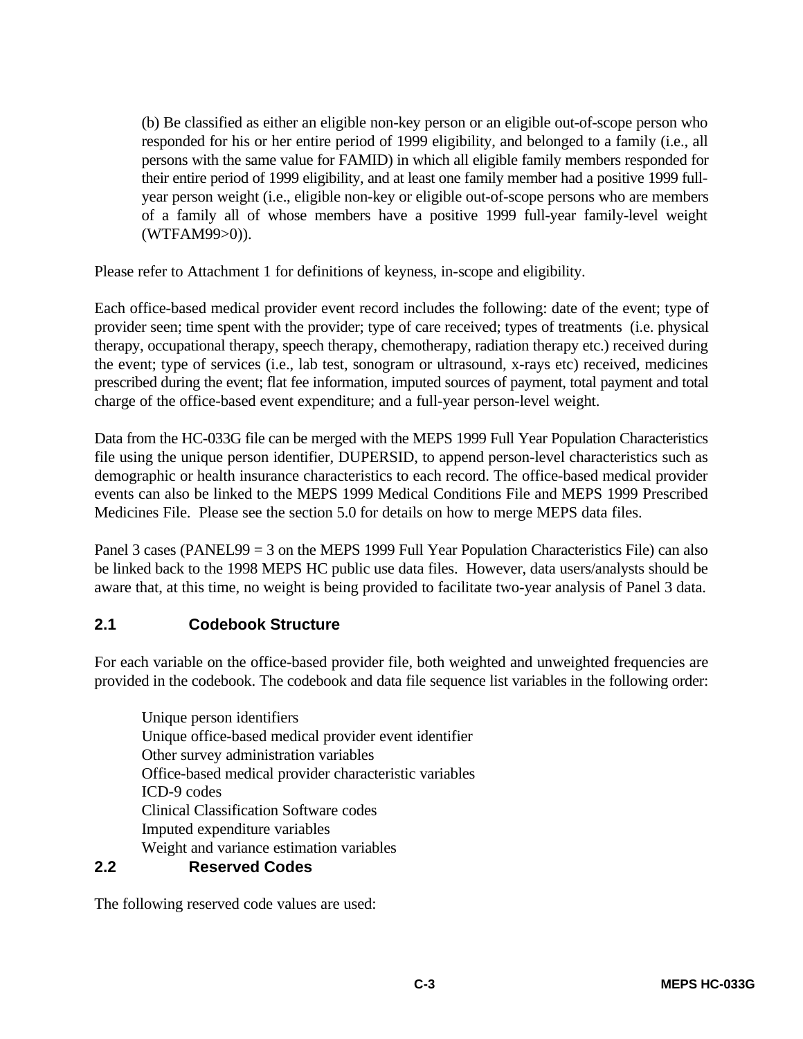(b) Be classified as either an eligible non-key person or an eligible out-of-scope person who responded for his or her entire period of 1999 eligibility, and belonged to a family (i.e., all persons with the same value for FAMID) in which all eligible family members responded for their entire period of 1999 eligibility, and at least one family member had a positive 1999 full-year person weight (i.e., eligible non-key or eligible out-of-scope persons who are members of a family all of whose members have a positive 1999 full-year family-level weight (WTFAM99>0)).

Please refer to Attachment 1 for definitions of keyness, in-scope and eligibility.

Each office-based medical provider event record includes the following: date of the event; type of provider seen; time spent with the provider; type of care received; types of treatments (i.e. physical therapy, occupational therapy, speech therapy, chemotherapy, radiation therapy etc.) received during the event; type of services (i.e., lab test, sonogram or ultrasound, x-rays etc) received, medicines prescribed during the event; flat fee information, imputed sources of payment, total payment and total charge of the office-based event expenditure; and a full-year person-level weight.

Data from the HC-033G file can be merged with the MEPS 1999 Full Year Population Characteristics file using the unique person identifier, DUPERSID, to append person-level characteristics such as demographic or health insurance characteristics to each record. The office-based medical provider events can also be linked to the MEPS 1999 Medical Conditions File and MEPS 1999 Prescribed Medicines File. Please see the section 5.0 for details on how to merge MEPS data files.

Panel 3 cases (PANEL99 = 3 on the MEPS 1999 Full Year Population Characteristics File) can also be linked back to the 1998 MEPS HC public use data files. However, data users/analysts should be aware that, at this time, no weight is being provided to facilitate two-year analysis of Panel 3 data.

## 2.1 Codebook Structure

For each variable on the office-based provider file, both weighted and unweighted frequencies are provided in the codebook. The codebook and data file sequence list variables in the following order:

Unique person identifiers
Unique office-based medical provider event identifier
Other survey administration variables
Office-based medical provider characteristic variables
ICD-9 codes
Clinical Classification Software codes
Imputed expenditure variables
Weight and variance estimation variables

## 2.2 Reserved Codes

The following reserved code values are used: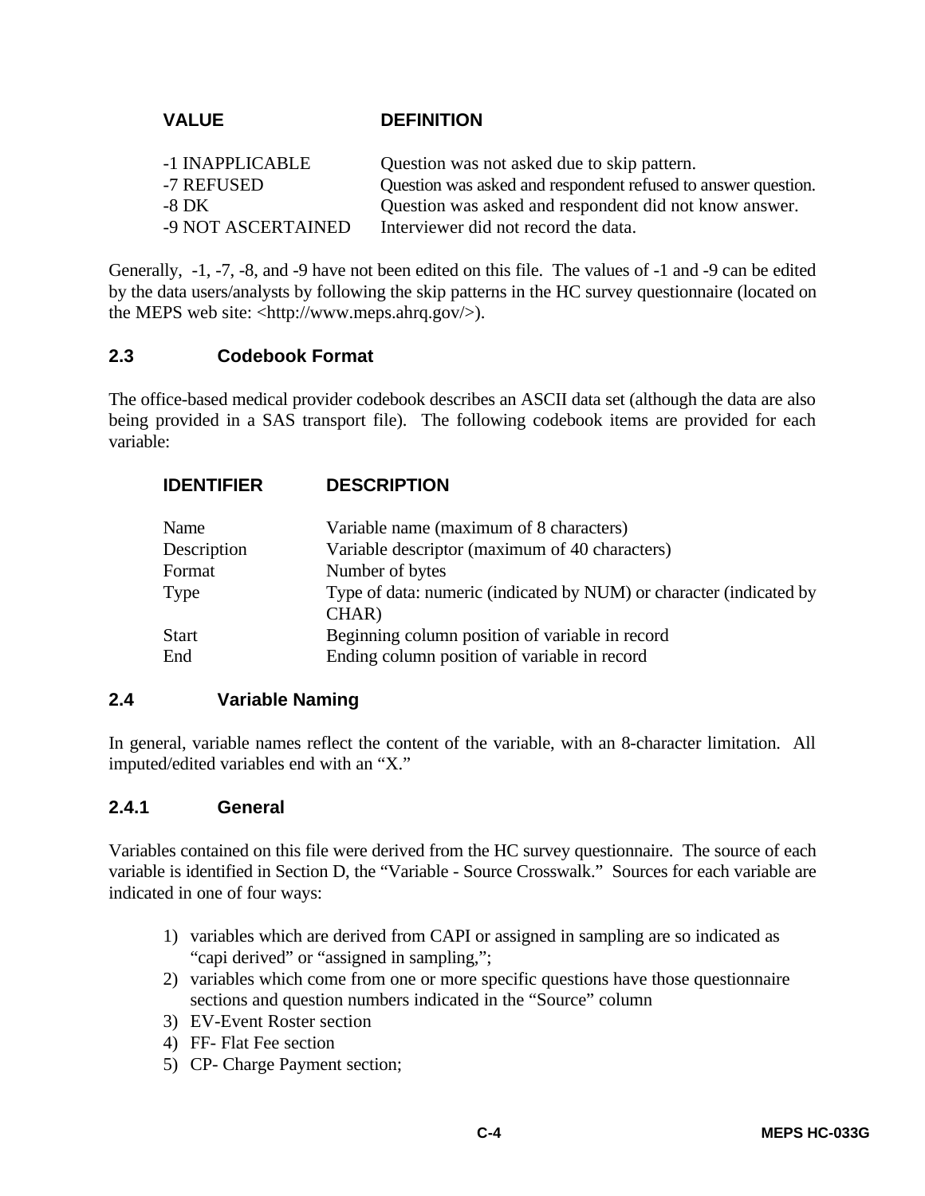| VALUE | DEFINITION |
|---|---|
| -1 INAPPLICABLE | Question was not asked due to skip pattern. |
| -7 REFUSED | Question was asked and respondent refused to answer question. |
| -8 DK | Question was asked and respondent did not know answer. |
| -9 NOT ASCERTAINED | Interviewer did not record the data. |

Generally, -1, -7, -8, and -9 have not been edited on this file. The values of -1 and -9 can be edited by the data users/analysts by following the skip patterns in the HC survey questionnaire (located on the MEPS web site: <http://www.meps.ahrq.gov/>).

### 2.3 Codebook Format

The office-based medical provider codebook describes an ASCII data set (although the data are also being provided in a SAS transport file). The following codebook items are provided for each variable:

| IDENTIFIER | DESCRIPTION |
|---|---|
| Name | Variable name (maximum of 8 characters) |
| Description | Variable descriptor (maximum of 40 characters) |
| Format | Number of bytes |
| Type | Type of data: numeric (indicated by NUM) or character (indicated by CHAR) |
| Start | Beginning column position of variable in record |
| End | Ending column position of variable in record |

### 2.4 Variable Naming

In general, variable names reflect the content of the variable, with an 8-character limitation. All imputed/edited variables end with an "X."

#### 2.4.1 General

Variables contained on this file were derived from the HC survey questionnaire. The source of each variable is identified in Section D, the "Variable - Source Crosswalk." Sources for each variable are indicated in one of four ways:

1) variables which are derived from CAPI or assigned in sampling are so indicated as "capi derived" or "assigned in sampling,";
2) variables which come from one or more specific questions have those questionnaire sections and question numbers indicated in the "Source" column
3) EV-Event Roster section
4) FF- Flat Fee section
5) CP- Charge Payment section;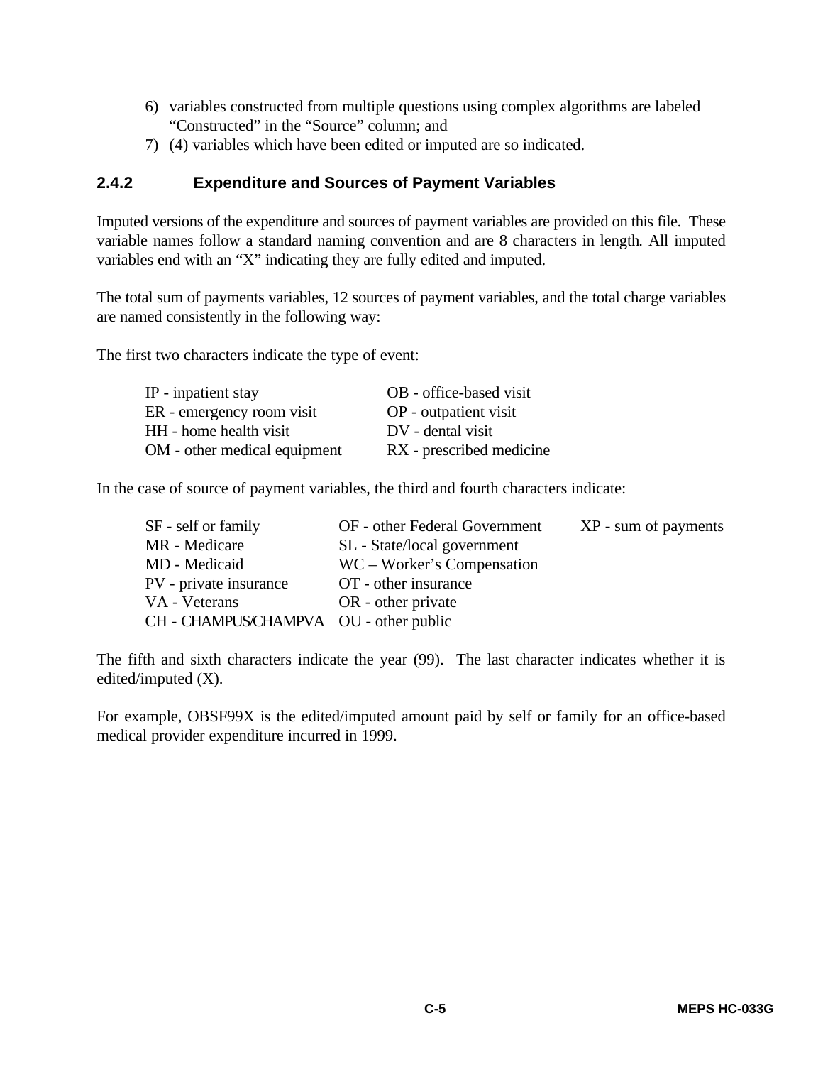6) variables constructed from multiple questions using complex algorithms are labeled "Constructed" in the "Source" column; and
7) (4) variables which have been edited or imputed are so indicated.

### 2.4.2 Expenditure and Sources of Payment Variables

Imputed versions of the expenditure and sources of payment variables are provided on this file. These variable names follow a standard naming convention and are 8 characters in length. All imputed variables end with an "X" indicating they are fully edited and imputed.

The total sum of payments variables, 12 sources of payment variables, and the total charge variables are named consistently in the following way:

The first two characters indicate the type of event:

| | |
|---|---|
| IP - inpatient stay | OB - office-based visit |
| ER - emergency room visit | OP - outpatient visit |
| HH - home health visit | DV - dental visit |
| OM - other medical equipment | RX - prescribed medicine |

In the case of source of payment variables, the third and fourth characters indicate:

| | | |
|---|---|---|
| SF - self or family | OF - other Federal Government | XP - sum of payments |
| MR - Medicare | SL - State/local government | |
| MD - Medicaid | WC – Worker's Compensation | |
| PV - private insurance | OT - other insurance | |
| VA - Veterans | OR - other private | |
| CH - CHAMPUS/CHAMPVA | OU - other public | |

The fifth and sixth characters indicate the year (99). The last character indicates whether it is edited/imputed (X).

For example, OBSF99X is the edited/imputed amount paid by self or family for an office-based medical provider expenditure incurred in 1999.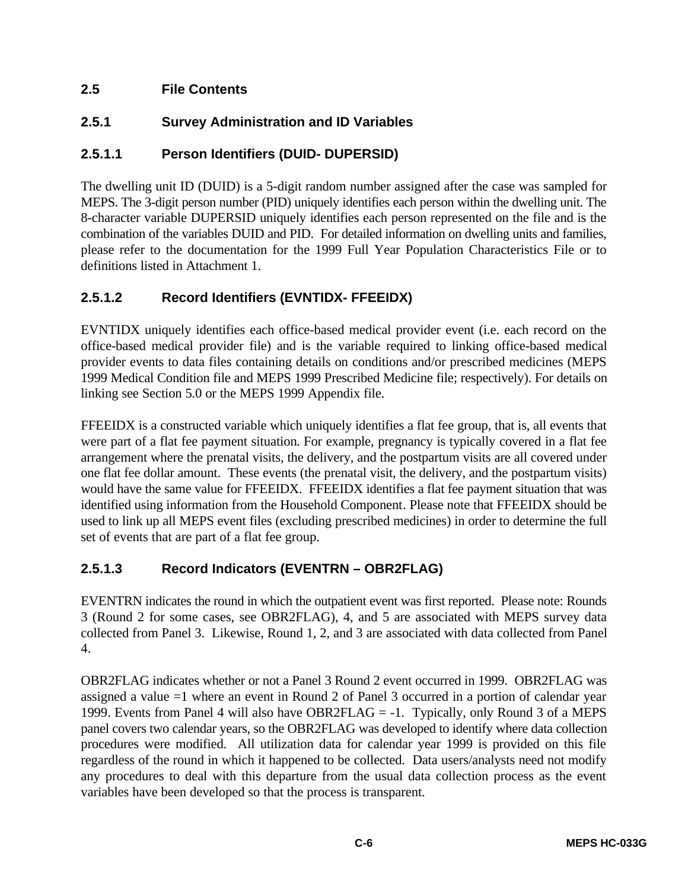## 2.5 File Contents

### 2.5.1 Survey Administration and ID Variables

#### 2.5.1.1 Person Identifiers (DUID- DUPERSID)

The dwelling unit ID (DUID) is a 5-digit random number assigned after the case was sampled for MEPS. The 3-digit person number (PID) uniquely identifies each person within the dwelling unit. The 8-character variable DUPERSID uniquely identifies each person represented on the file and is the combination of the variables DUID and PID. For detailed information on dwelling units and families, please refer to the documentation for the 1999 Full Year Population Characteristics File or to definitions listed in Attachment 1.

#### 2.5.1.2 Record Identifiers (EVNTIDX- FFEEIDX)

EVNTIDX uniquely identifies each office-based medical provider event (i.e. each record on the office-based medical provider file) and is the variable required to linking office-based medical provider events to data files containing details on conditions and/or prescribed medicines (MEPS 1999 Medical Condition file and MEPS 1999 Prescribed Medicine file; respectively). For details on linking see Section 5.0 or the MEPS 1999 Appendix file.

FFEEIDX is a constructed variable which uniquely identifies a flat fee group, that is, all events that were part of a flat fee payment situation. For example, pregnancy is typically covered in a flat fee arrangement where the prenatal visits, the delivery, and the postpartum visits are all covered under one flat fee dollar amount. These events (the prenatal visit, the delivery, and the postpartum visits) would have the same value for FFEEIDX. FFEEIDX identifies a flat fee payment situation that was identified using information from the Household Component. Please note that FFEEIDX should be used to link up all MEPS event files (excluding prescribed medicines) in order to determine the full set of events that are part of a flat fee group.

#### 2.5.1.3 Record Indicators (EVENTRN – OBR2FLAG)

EVENTRN indicates the round in which the outpatient event was first reported. Please note: Rounds 3 (Round 2 for some cases, see OBR2FLAG), 4, and 5 are associated with MEPS survey data collected from Panel 3. Likewise, Round 1, 2, and 3 are associated with data collected from Panel 4.

OBR2FLAG indicates whether or not a Panel 3 Round 2 event occurred in 1999. OBR2FLAG was assigned a value =1 where an event in Round 2 of Panel 3 occurred in a portion of calendar year 1999. Events from Panel 4 will also have OBR2FLAG = -1. Typically, only Round 3 of a MEPS panel covers two calendar years, so the OBR2FLAG was developed to identify where data collection procedures were modified. All utilization data for calendar year 1999 is provided on this file regardless of the round in which it happened to be collected. Data users/analysts need not modify any procedures to deal with this departure from the usual data collection process as the event variables have been developed so that the process is transparent.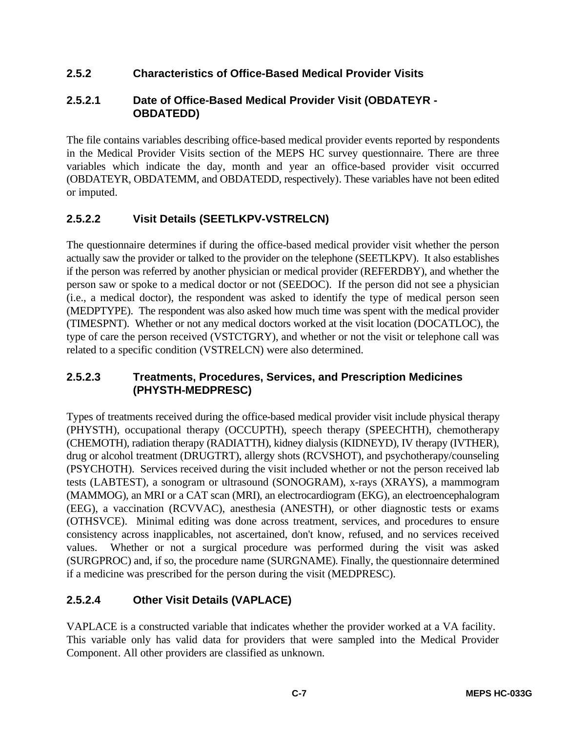### 2.5.2 Characteristics of Office-Based Medical Provider Visits

#### 2.5.2.1 Date of Office-Based Medical Provider Visit (OBDATEYR - OBDATEDD)

The file contains variables describing office-based medical provider events reported by respondents in the Medical Provider Visits section of the MEPS HC survey questionnaire. There are three variables which indicate the day, month and year an office-based provider visit occurred (OBDATEYR, OBDATEMM, and OBDATEDD, respectively). These variables have not been edited or imputed.

#### 2.5.2.2 Visit Details (SEETLKPV-VSTRELCN)

The questionnaire determines if during the office-based medical provider visit whether the person actually saw the provider or talked to the provider on the telephone (SEETLKPV). It also establishes if the person was referred by another physician or medical provider (REFERDBY), and whether the person saw or spoke to a medical doctor or not (SEEDOC). If the person did not see a physician (i.e., a medical doctor), the respondent was asked to identify the type of medical person seen (MEDPTYPE). The respondent was also asked how much time was spent with the medical provider (TIMESPNT). Whether or not any medical doctors worked at the visit location (DOCATLOC), the type of care the person received (VSTCTGRY), and whether or not the visit or telephone call was related to a specific condition (VSTRELCN) were also determined.

#### 2.5.2.3 Treatments, Procedures, Services, and Prescription Medicines (PHYSTH-MEDPRESC)

Types of treatments received during the office-based medical provider visit include physical therapy (PHYSTH), occupational therapy (OCCUPTH), speech therapy (SPEECHTH), chemotherapy (CHEMOTH), radiation therapy (RADIATTH), kidney dialysis (KIDNEYD), IV therapy (IVTHER), drug or alcohol treatment (DRUGTRT), allergy shots (RCVSHOT), and psychotherapy/counseling (PSYCHOTH). Services received during the visit included whether or not the person received lab tests (LABTEST), a sonogram or ultrasound (SONOGRAM), x-rays (XRAYS), a mammogram (MAMMOG), an MRI or a CAT scan (MRI), an electrocardiogram (EKG), an electroencephalogram (EEG), a vaccination (RCVVAC), anesthesia (ANESTH), or other diagnostic tests or exams (OTHSVCE). Minimal editing was done across treatment, services, and procedures to ensure consistency across inapplicables, not ascertained, don't know, refused, and no services received values. Whether or not a surgical procedure was performed during the visit was asked (SURGPROC) and, if so, the procedure name (SURGNAME). Finally, the questionnaire determined if a medicine was prescribed for the person during the visit (MEDPRESC).

#### 2.5.2.4 Other Visit Details (VAPLACE)

VAPLACE is a constructed variable that indicates whether the provider worked at a VA facility. This variable only has valid data for providers that were sampled into the Medical Provider Component. All other providers are classified as unknown.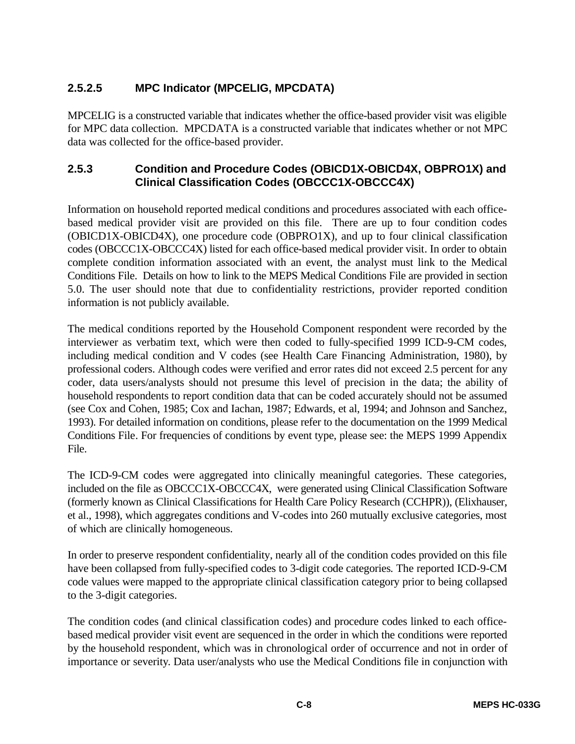### 2.5.2.5 MPC Indicator (MPCELIG, MPCDATA)

MPCELIG is a constructed variable that indicates whether the office-based provider visit was eligible for MPC data collection. MPCDATA is a constructed variable that indicates whether or not MPC data was collected for the office-based provider.

### 2.5.3 Condition and Procedure Codes (OBICD1X-OBICD4X, OBPRO1X) and Clinical Classification Codes (OBCCC1X-OBCCC4X)

Information on household reported medical conditions and procedures associated with each office-based medical provider visit are provided on this file. There are up to four condition codes (OBICD1X-OBICD4X), one procedure code (OBPRO1X), and up to four clinical classification codes (OBCCC1X-OBCCC4X) listed for each office-based medical provider visit. In order to obtain complete condition information associated with an event, the analyst must link to the Medical Conditions File. Details on how to link to the MEPS Medical Conditions File are provided in section 5.0. The user should note that due to confidentiality restrictions, provider reported condition information is not publicly available.

The medical conditions reported by the Household Component respondent were recorded by the interviewer as verbatim text, which were then coded to fully-specified 1999 ICD-9-CM codes, including medical condition and V codes (see Health Care Financing Administration, 1980), by professional coders. Although codes were verified and error rates did not exceed 2.5 percent for any coder, data users/analysts should not presume this level of precision in the data; the ability of household respondents to report condition data that can be coded accurately should not be assumed (see Cox and Cohen, 1985; Cox and Iachan, 1987; Edwards, et al, 1994; and Johnson and Sanchez, 1993). For detailed information on conditions, please refer to the documentation on the 1999 Medical Conditions File. For frequencies of conditions by event type, please see: the MEPS 1999 Appendix File.

The ICD-9-CM codes were aggregated into clinically meaningful categories. These categories, included on the file as OBCCC1X-OBCCC4X, were generated using Clinical Classification Software (formerly known as Clinical Classifications for Health Care Policy Research (CCHPR)), (Elixhauser, et al., 1998), which aggregates conditions and V-codes into 260 mutually exclusive categories, most of which are clinically homogeneous.

In order to preserve respondent confidentiality, nearly all of the condition codes provided on this file have been collapsed from fully-specified codes to 3-digit code categories. The reported ICD-9-CM code values were mapped to the appropriate clinical classification category prior to being collapsed to the 3-digit categories.

The condition codes (and clinical classification codes) and procedure codes linked to each office-based medical provider visit event are sequenced in the order in which the conditions were reported by the household respondent, which was in chronological order of occurrence and not in order of importance or severity. Data user/analysts who use the Medical Conditions file in conjunction with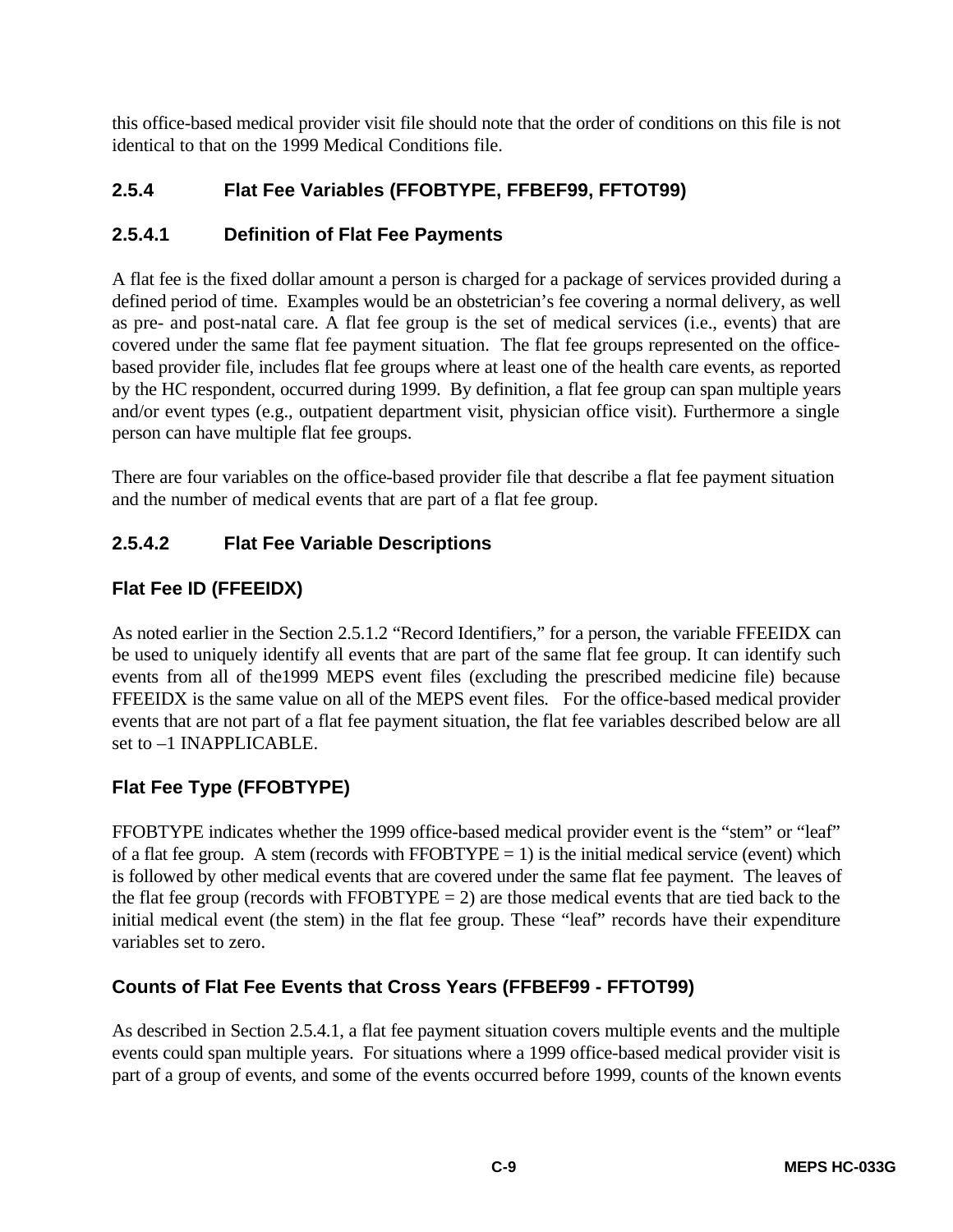this office-based medical provider visit file should note that the order of conditions on this file is not identical to that on the 1999 Medical Conditions file.

### 2.5.4 Flat Fee Variables (FFOBTYPE, FFBEF99, FFTOT99)

#### 2.5.4.1 Definition of Flat Fee Payments

A flat fee is the fixed dollar amount a person is charged for a package of services provided during a defined period of time. Examples would be an obstetrician's fee covering a normal delivery, as well as pre- and post-natal care. A flat fee group is the set of medical services (i.e., events) that are covered under the same flat fee payment situation. The flat fee groups represented on the office-based provider file, includes flat fee groups where at least one of the health care events, as reported by the HC respondent, occurred during 1999. By definition, a flat fee group can span multiple years and/or event types (e.g., outpatient department visit, physician office visit). Furthermore a single person can have multiple flat fee groups.

There are four variables on the office-based provider file that describe a flat fee payment situation and the number of medical events that are part of a flat fee group.

#### 2.5.4.2 Flat Fee Variable Descriptions

**Flat Fee ID (FFEEIDX)**

As noted earlier in the Section 2.5.1.2 "Record Identifiers," for a person, the variable FFEEIDX can be used to uniquely identify all events that are part of the same flat fee group. It can identify such events from all of the1999 MEPS event files (excluding the prescribed medicine file) because FFEEIDX is the same value on all of the MEPS event files. For the office-based medical provider events that are not part of a flat fee payment situation, the flat fee variables described below are all set to –1 INAPPLICABLE.

**Flat Fee Type (FFOBTYPE)**

FFOBTYPE indicates whether the 1999 office-based medical provider event is the "stem" or "leaf" of a flat fee group. A stem (records with FFOBTYPE = 1) is the initial medical service (event) which is followed by other medical events that are covered under the same flat fee payment. The leaves of the flat fee group (records with FFOBTYPE = 2) are those medical events that are tied back to the initial medical event (the stem) in the flat fee group. These "leaf" records have their expenditure variables set to zero.

**Counts of Flat Fee Events that Cross Years (FFBEF99 - FFTOT99)**

As described in Section 2.5.4.1, a flat fee payment situation covers multiple events and the multiple events could span multiple years. For situations where a 1999 office-based medical provider visit is part of a group of events, and some of the events occurred before 1999, counts of the known events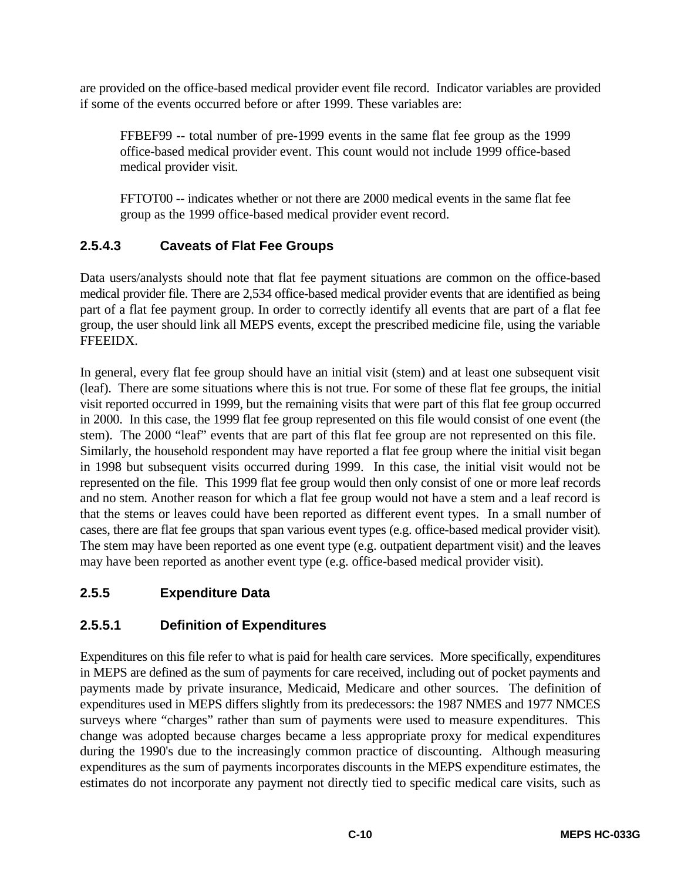are provided on the office-based medical provider event file record. Indicator variables are provided if some of the events occurred before or after 1999. These variables are:

> FFBEF99 -- total number of pre-1999 events in the same flat fee group as the 1999 office-based medical provider event. This count would not include 1999 office-based medical provider visit.
>
> FFTOT00 -- indicates whether or not there are 2000 medical events in the same flat fee group as the 1999 office-based medical provider event record.

### 2.5.4.3 Caveats of Flat Fee Groups

Data users/analysts should note that flat fee payment situations are common on the office-based medical provider file. There are 2,534 office-based medical provider events that are identified as being part of a flat fee payment group. In order to correctly identify all events that are part of a flat fee group, the user should link all MEPS events, except the prescribed medicine file, using the variable FFEEIDX.

In general, every flat fee group should have an initial visit (stem) and at least one subsequent visit (leaf). There are some situations where this is not true. For some of these flat fee groups, the initial visit reported occurred in 1999, but the remaining visits that were part of this flat fee group occurred in 2000. In this case, the 1999 flat fee group represented on this file would consist of one event (the stem). The 2000 "leaf" events that are part of this flat fee group are not represented on this file. Similarly, the household respondent may have reported a flat fee group where the initial visit began in 1998 but subsequent visits occurred during 1999. In this case, the initial visit would not be represented on the file. This 1999 flat fee group would then only consist of one or more leaf records and no stem. Another reason for which a flat fee group would not have a stem and a leaf record is that the stems or leaves could have been reported as different event types. In a small number of cases, there are flat fee groups that span various event types (e.g. office-based medical provider visit). The stem may have been reported as one event type (e.g. outpatient department visit) and the leaves may have been reported as another event type (e.g. office-based medical provider visit).

### 2.5.5 Expenditure Data

### 2.5.5.1 Definition of Expenditures

Expenditures on this file refer to what is paid for health care services. More specifically, expenditures in MEPS are defined as the sum of payments for care received, including out of pocket payments and payments made by private insurance, Medicaid, Medicare and other sources. The definition of expenditures used in MEPS differs slightly from its predecessors: the 1987 NMES and 1977 NMCES surveys where "charges" rather than sum of payments were used to measure expenditures. This change was adopted because charges became a less appropriate proxy for medical expenditures during the 1990's due to the increasingly common practice of discounting. Although measuring expenditures as the sum of payments incorporates discounts in the MEPS expenditure estimates, the estimates do not incorporate any payment not directly tied to specific medical care visits, such as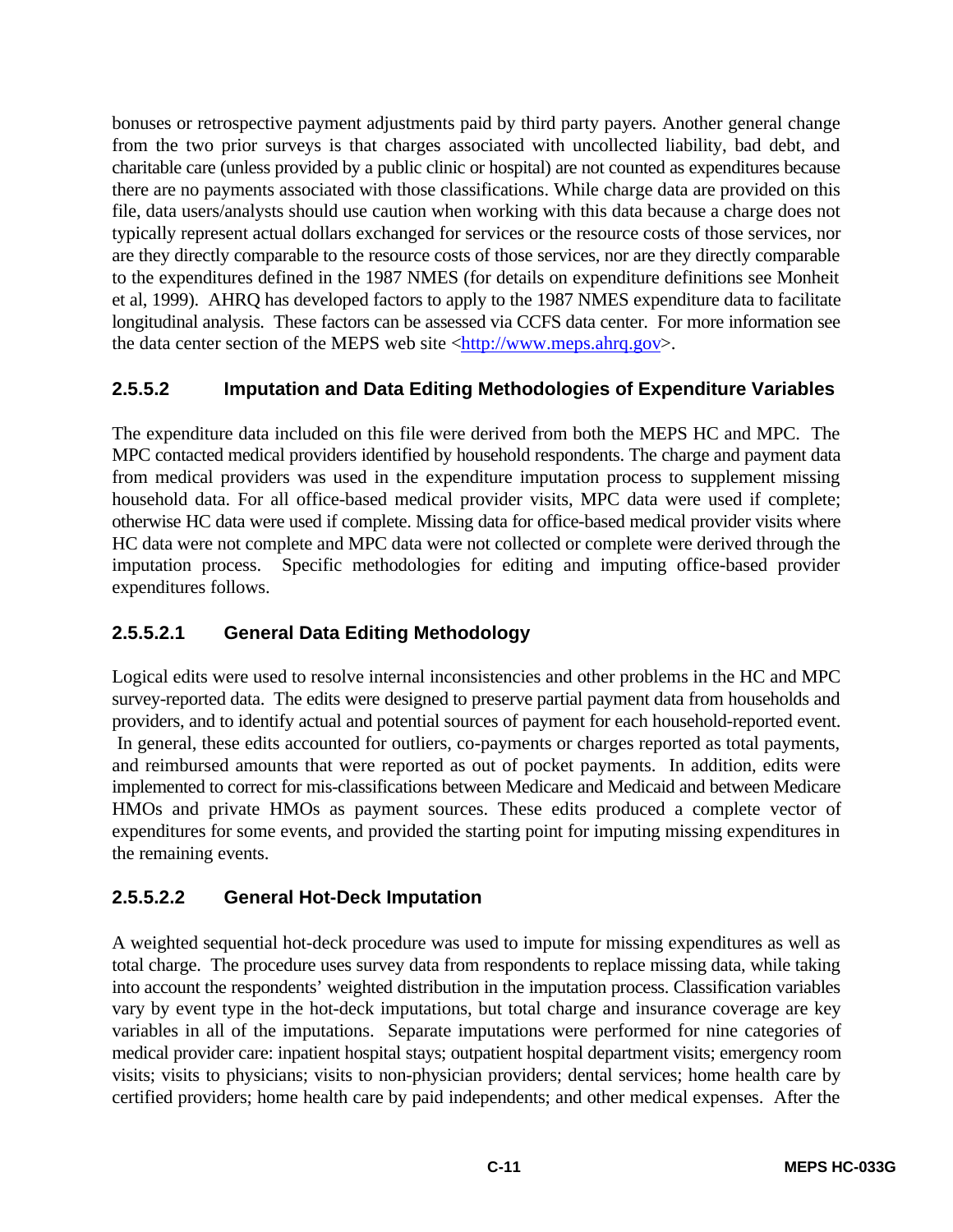bonuses or retrospective payment adjustments paid by third party payers. Another general change from the two prior surveys is that charges associated with uncollected liability, bad debt, and charitable care (unless provided by a public clinic or hospital) are not counted as expenditures because there are no payments associated with those classifications. While charge data are provided on this file, data users/analysts should use caution when working with this data because a charge does not typically represent actual dollars exchanged for services or the resource costs of those services, nor are they directly comparable to the resource costs of those services, nor are they directly comparable to the expenditures defined in the 1987 NMES (for details on expenditure definitions see Monheit et al, 1999). AHRQ has developed factors to apply to the 1987 NMES expenditure data to facilitate longitudinal analysis. These factors can be assessed via CCFS data center. For more information see the data center section of the MEPS web site <http://www.meps.ahrq.gov>.

### 2.5.5.2 Imputation and Data Editing Methodologies of Expenditure Variables

The expenditure data included on this file were derived from both the MEPS HC and MPC. The MPC contacted medical providers identified by household respondents. The charge and payment data from medical providers was used in the expenditure imputation process to supplement missing household data. For all office-based medical provider visits, MPC data were used if complete; otherwise HC data were used if complete. Missing data for office-based medical provider visits where HC data were not complete and MPC data were not collected or complete were derived through the imputation process. Specific methodologies for editing and imputing office-based provider expenditures follows.

### 2.5.5.2.1 General Data Editing Methodology

Logical edits were used to resolve internal inconsistencies and other problems in the HC and MPC survey-reported data. The edits were designed to preserve partial payment data from households and providers, and to identify actual and potential sources of payment for each household-reported event. In general, these edits accounted for outliers, co-payments or charges reported as total payments, and reimbursed amounts that were reported as out of pocket payments. In addition, edits were implemented to correct for mis-classifications between Medicare and Medicaid and between Medicare HMOs and private HMOs as payment sources. These edits produced a complete vector of expenditures for some events, and provided the starting point for imputing missing expenditures in the remaining events.

### 2.5.5.2.2 General Hot-Deck Imputation

A weighted sequential hot-deck procedure was used to impute for missing expenditures as well as total charge. The procedure uses survey data from respondents to replace missing data, while taking into account the respondents' weighted distribution in the imputation process. Classification variables vary by event type in the hot-deck imputations, but total charge and insurance coverage are key variables in all of the imputations. Separate imputations were performed for nine categories of medical provider care: inpatient hospital stays; outpatient hospital department visits; emergency room visits; visits to physicians; visits to non-physician providers; dental services; home health care by certified providers; home health care by paid independents; and other medical expenses. After the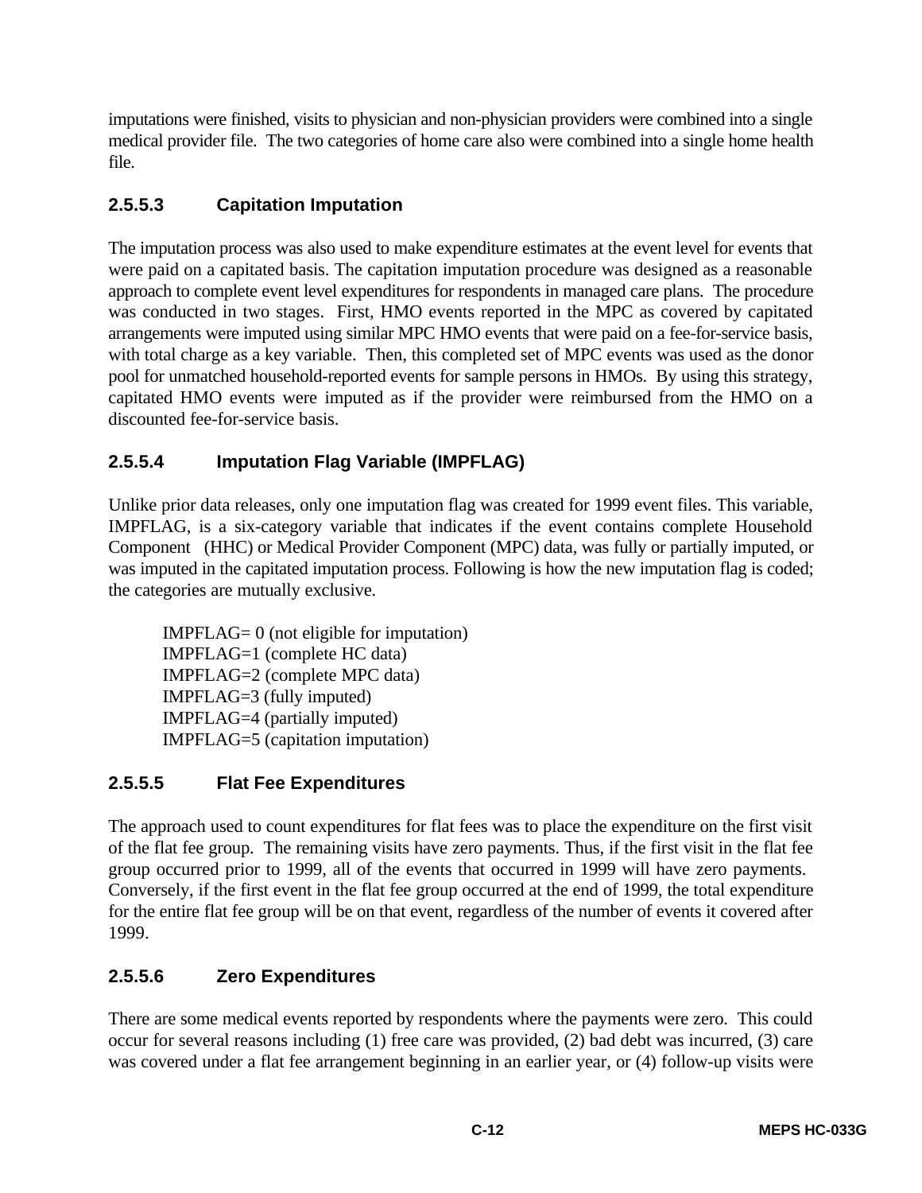imputations were finished, visits to physician and non-physician providers were combined into a single medical provider file. The two categories of home care also were combined into a single home health file.

#### 2.5.5.3 Capitation Imputation

The imputation process was also used to make expenditure estimates at the event level for events that were paid on a capitated basis. The capitation imputation procedure was designed as a reasonable approach to complete event level expenditures for respondents in managed care plans. The procedure was conducted in two stages. First, HMO events reported in the MPC as covered by capitated arrangements were imputed using similar MPC HMO events that were paid on a fee-for-service basis, with total charge as a key variable. Then, this completed set of MPC events was used as the donor pool for unmatched household-reported events for sample persons in HMOs. By using this strategy, capitated HMO events were imputed as if the provider were reimbursed from the HMO on a discounted fee-for-service basis.

#### 2.5.5.4 Imputation Flag Variable (IMPFLAG)

Unlike prior data releases, only one imputation flag was created for 1999 event files. This variable, IMPFLAG, is a six-category variable that indicates if the event contains complete Household Component (HHC) or Medical Provider Component (MPC) data, was fully or partially imputed, or was imputed in the capitated imputation process. Following is how the new imputation flag is coded; the categories are mutually exclusive.

IMPFLAG= 0 (not eligible for imputation)
IMPFLAG=1 (complete HC data)
IMPFLAG=2 (complete MPC data)
IMPFLAG=3 (fully imputed)
IMPFLAG=4 (partially imputed)
IMPFLAG=5 (capitation imputation)

#### 2.5.5.5 Flat Fee Expenditures

The approach used to count expenditures for flat fees was to place the expenditure on the first visit of the flat fee group. The remaining visits have zero payments. Thus, if the first visit in the flat fee group occurred prior to 1999, all of the events that occurred in 1999 will have zero payments. Conversely, if the first event in the flat fee group occurred at the end of 1999, the total expenditure for the entire flat fee group will be on that event, regardless of the number of events it covered after 1999.

#### 2.5.5.6 Zero Expenditures

There are some medical events reported by respondents where the payments were zero. This could occur for several reasons including (1) free care was provided, (2) bad debt was incurred, (3) care was covered under a flat fee arrangement beginning in an earlier year, or (4) follow-up visits were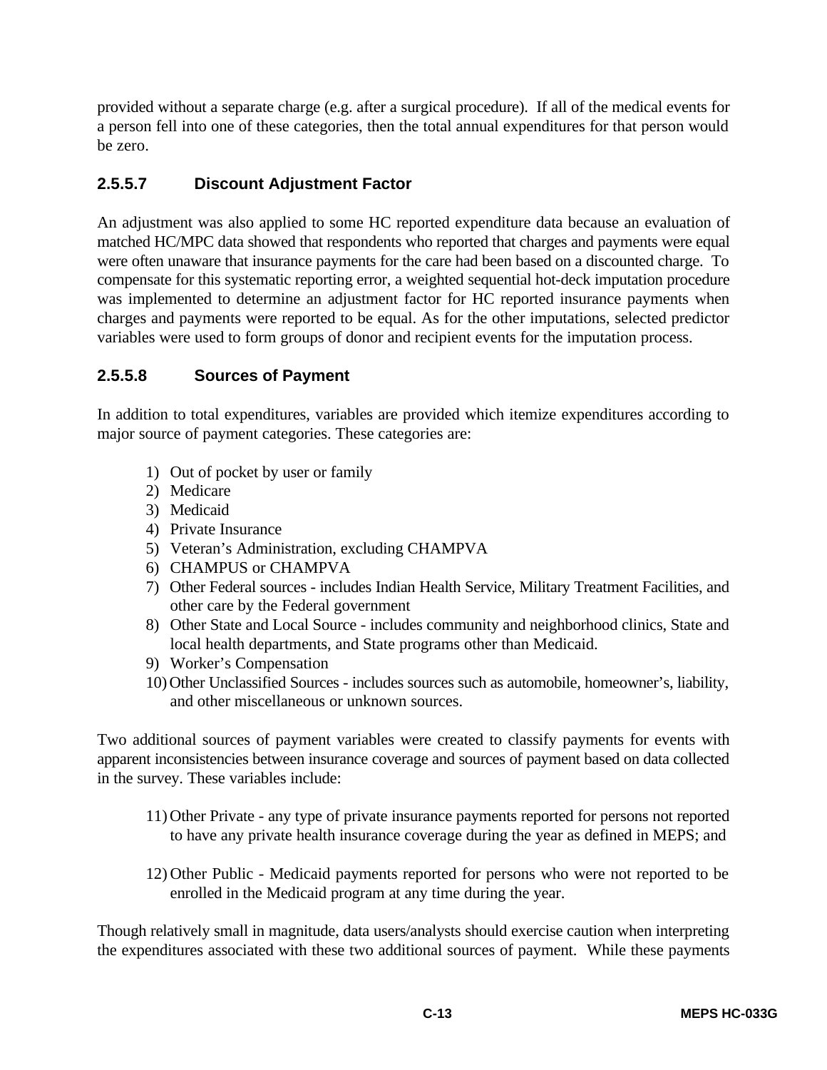provided without a separate charge (e.g. after a surgical procedure). If all of the medical events for a person fell into one of these categories, then the total annual expenditures for that person would be zero.

#### 2.5.5.7 Discount Adjustment Factor

An adjustment was also applied to some HC reported expenditure data because an evaluation of matched HC/MPC data showed that respondents who reported that charges and payments were equal were often unaware that insurance payments for the care had been based on a discounted charge. To compensate for this systematic reporting error, a weighted sequential hot-deck imputation procedure was implemented to determine an adjustment factor for HC reported insurance payments when charges and payments were reported to be equal. As for the other imputations, selected predictor variables were used to form groups of donor and recipient events for the imputation process.

#### 2.5.5.8 Sources of Payment

In addition to total expenditures, variables are provided which itemize expenditures according to major source of payment categories. These categories are:

1) Out of pocket by user or family
2) Medicare
3) Medicaid
4) Private Insurance
5) Veteran's Administration, excluding CHAMPVA
6) CHAMPUS or CHAMPVA
7) Other Federal sources - includes Indian Health Service, Military Treatment Facilities, and other care by the Federal government
8) Other State and Local Source - includes community and neighborhood clinics, State and local health departments, and State programs other than Medicaid.
9) Worker's Compensation
10) Other Unclassified Sources - includes sources such as automobile, homeowner's, liability, and other miscellaneous or unknown sources.

Two additional sources of payment variables were created to classify payments for events with apparent inconsistencies between insurance coverage and sources of payment based on data collected in the survey. These variables include:

11) Other Private - any type of private insurance payments reported for persons not reported to have any private health insurance coverage during the year as defined in MEPS; and

12) Other Public - Medicaid payments reported for persons who were not reported to be enrolled in the Medicaid program at any time during the year.

Though relatively small in magnitude, data users/analysts should exercise caution when interpreting the expenditures associated with these two additional sources of payment. While these payments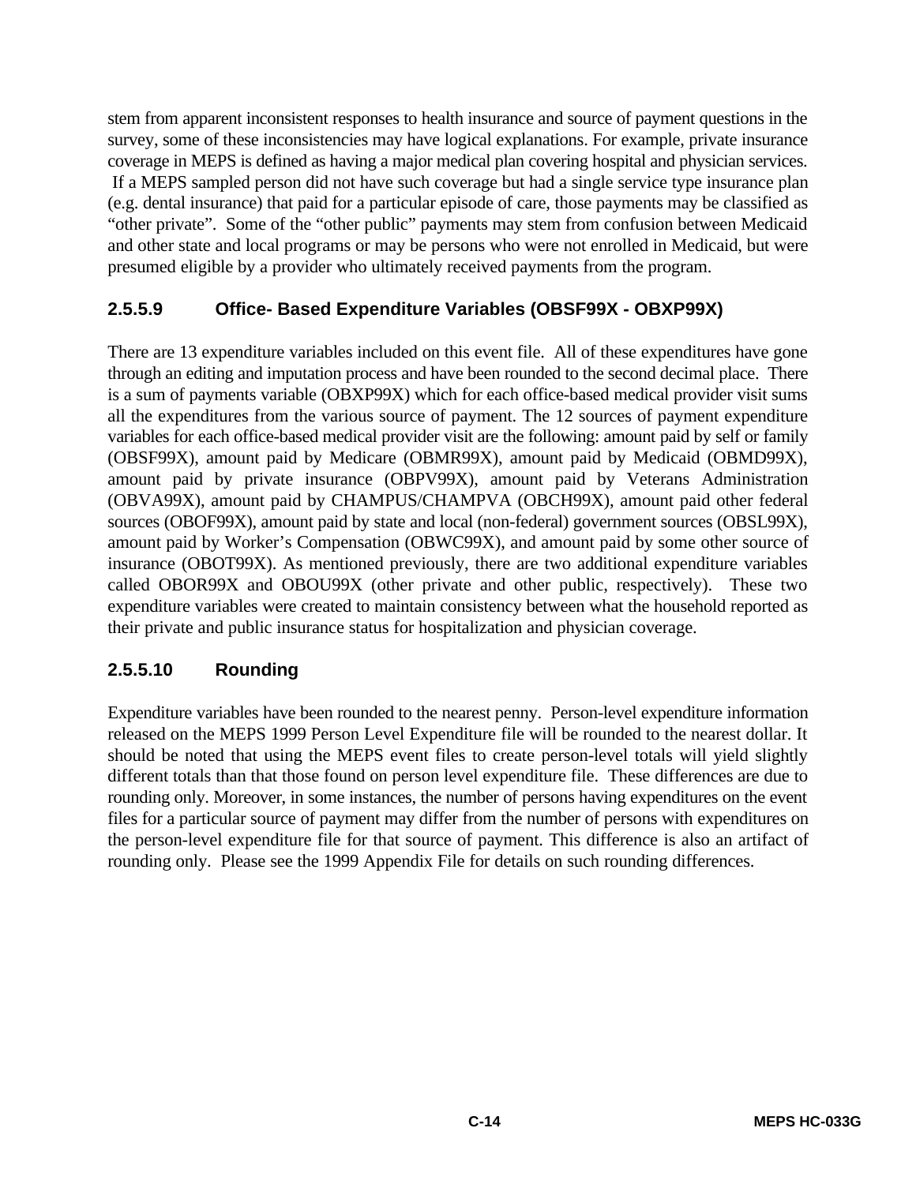stem from apparent inconsistent responses to health insurance and source of payment questions in the survey, some of these inconsistencies may have logical explanations. For example, private insurance coverage in MEPS is defined as having a major medical plan covering hospital and physician services. If a MEPS sampled person did not have such coverage but had a single service type insurance plan (e.g. dental insurance) that paid for a particular episode of care, those payments may be classified as "other private". Some of the "other public" payments may stem from confusion between Medicaid and other state and local programs or may be persons who were not enrolled in Medicaid, but were presumed eligible by a provider who ultimately received payments from the program.

### 2.5.5.9 Office- Based Expenditure Variables (OBSF99X - OBXP99X)

There are 13 expenditure variables included on this event file. All of these expenditures have gone through an editing and imputation process and have been rounded to the second decimal place. There is a sum of payments variable (OBXP99X) which for each office-based medical provider visit sums all the expenditures from the various source of payment. The 12 sources of payment expenditure variables for each office-based medical provider visit are the following: amount paid by self or family (OBSF99X), amount paid by Medicare (OBMR99X), amount paid by Medicaid (OBMD99X), amount paid by private insurance (OBPV99X), amount paid by Veterans Administration (OBVA99X), amount paid by CHAMPUS/CHAMPVA (OBCH99X), amount paid other federal sources (OBOF99X), amount paid by state and local (non-federal) government sources (OBSL99X), amount paid by Worker's Compensation (OBWC99X), and amount paid by some other source of insurance (OBOT99X). As mentioned previously, there are two additional expenditure variables called OBOR99X and OBOU99X (other private and other public, respectively). These two expenditure variables were created to maintain consistency between what the household reported as their private and public insurance status for hospitalization and physician coverage.

### 2.5.5.10 Rounding

Expenditure variables have been rounded to the nearest penny. Person-level expenditure information released on the MEPS 1999 Person Level Expenditure file will be rounded to the nearest dollar. It should be noted that using the MEPS event files to create person-level totals will yield slightly different totals than that those found on person level expenditure file. These differences are due to rounding only. Moreover, in some instances, the number of persons having expenditures on the event files for a particular source of payment may differ from the number of persons with expenditures on the person-level expenditure file for that source of payment. This difference is also an artifact of rounding only. Please see the 1999 Appendix File for details on such rounding differences.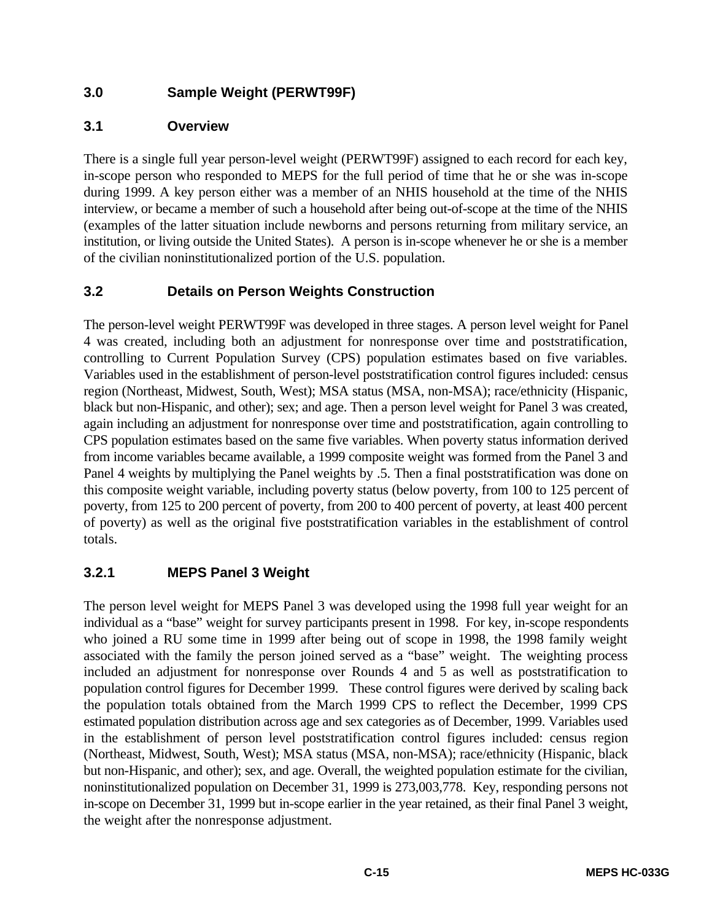## 3.0 Sample Weight (PERWT99F)

### 3.1 Overview

There is a single full year person-level weight (PERWT99F) assigned to each record for each key, in-scope person who responded to MEPS for the full period of time that he or she was in-scope during 1999. A key person either was a member of an NHIS household at the time of the NHIS interview, or became a member of such a household after being out-of-scope at the time of the NHIS (examples of the latter situation include newborns and persons returning from military service, an institution, or living outside the United States). A person is in-scope whenever he or she is a member of the civilian noninstitutionalized portion of the U.S. population.

### 3.2 Details on Person Weights Construction

The person-level weight PERWT99F was developed in three stages. A person level weight for Panel 4 was created, including both an adjustment for nonresponse over time and poststratification, controlling to Current Population Survey (CPS) population estimates based on five variables. Variables used in the establishment of person-level poststratification control figures included: census region (Northeast, Midwest, South, West); MSA status (MSA, non-MSA); race/ethnicity (Hispanic, black but non-Hispanic, and other); sex; and age. Then a person level weight for Panel 3 was created, again including an adjustment for nonresponse over time and poststratification, again controlling to CPS population estimates based on the same five variables. When poverty status information derived from income variables became available, a 1999 composite weight was formed from the Panel 3 and Panel 4 weights by multiplying the Panel weights by .5. Then a final poststratification was done on this composite weight variable, including poverty status (below poverty, from 100 to 125 percent of poverty, from 125 to 200 percent of poverty, from 200 to 400 percent of poverty, at least 400 percent of poverty) as well as the original five poststratification variables in the establishment of control totals.

#### 3.2.1 MEPS Panel 3 Weight

The person level weight for MEPS Panel 3 was developed using the 1998 full year weight for an individual as a "base" weight for survey participants present in 1998. For key, in-scope respondents who joined a RU some time in 1999 after being out of scope in 1998, the 1998 family weight associated with the family the person joined served as a "base" weight. The weighting process included an adjustment for nonresponse over Rounds 4 and 5 as well as poststratification to population control figures for December 1999. These control figures were derived by scaling back the population totals obtained from the March 1999 CPS to reflect the December, 1999 CPS estimated population distribution across age and sex categories as of December, 1999. Variables used in the establishment of person level poststratification control figures included: census region (Northeast, Midwest, South, West); MSA status (MSA, non-MSA); race/ethnicity (Hispanic, black but non-Hispanic, and other); sex, and age. Overall, the weighted population estimate for the civilian, noninstitutionalized population on December 31, 1999 is 273,003,778. Key, responding persons not in-scope on December 31, 1999 but in-scope earlier in the year retained, as their final Panel 3 weight, the weight after the nonresponse adjustment.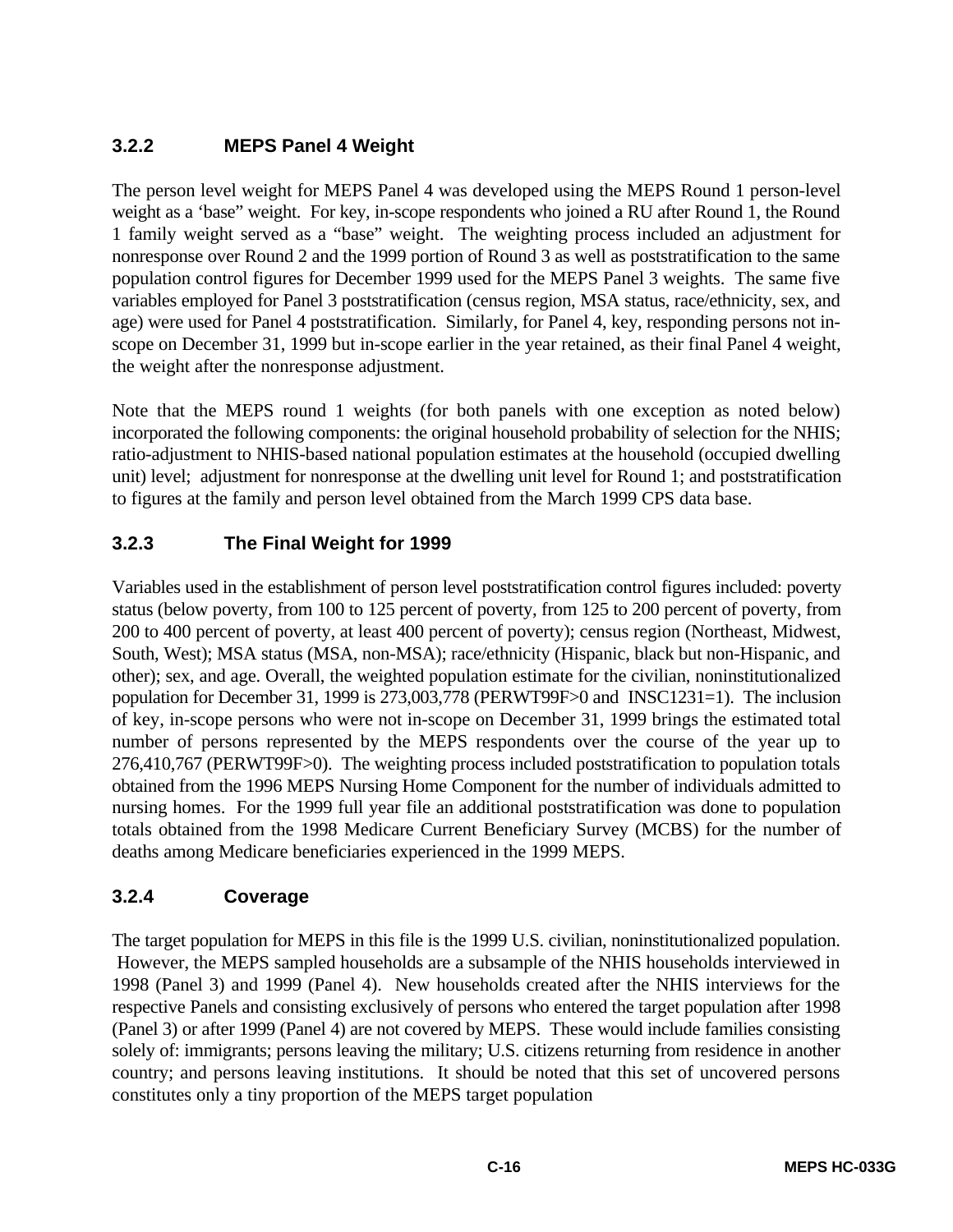### 3.2.2 MEPS Panel 4 Weight

The person level weight for MEPS Panel 4 was developed using the MEPS Round 1 person-level weight as a 'base" weight. For key, in-scope respondents who joined a RU after Round 1, the Round 1 family weight served as a "base" weight. The weighting process included an adjustment for nonresponse over Round 2 and the 1999 portion of Round 3 as well as poststratification to the same population control figures for December 1999 used for the MEPS Panel 3 weights. The same five variables employed for Panel 3 poststratification (census region, MSA status, race/ethnicity, sex, and age) were used for Panel 4 poststratification. Similarly, for Panel 4, key, responding persons not in-scope on December 31, 1999 but in-scope earlier in the year retained, as their final Panel 4 weight, the weight after the nonresponse adjustment.

Note that the MEPS round 1 weights (for both panels with one exception as noted below) incorporated the following components: the original household probability of selection for the NHIS; ratio-adjustment to NHIS-based national population estimates at the household (occupied dwelling unit) level; adjustment for nonresponse at the dwelling unit level for Round 1; and poststratification to figures at the family and person level obtained from the March 1999 CPS data base.

### 3.2.3 The Final Weight for 1999

Variables used in the establishment of person level poststratification control figures included: poverty status (below poverty, from 100 to 125 percent of poverty, from 125 to 200 percent of poverty, from 200 to 400 percent of poverty, at least 400 percent of poverty); census region (Northeast, Midwest, South, West); MSA status (MSA, non-MSA); race/ethnicity (Hispanic, black but non-Hispanic, and other); sex, and age. Overall, the weighted population estimate for the civilian, noninstitutionalized population for December 31, 1999 is 273,003,778 (PERWT99F>0 and INSC1231=1). The inclusion of key, in-scope persons who were not in-scope on December 31, 1999 brings the estimated total number of persons represented by the MEPS respondents over the course of the year up to 276,410,767 (PERWT99F>0). The weighting process included poststratification to population totals obtained from the 1996 MEPS Nursing Home Component for the number of individuals admitted to nursing homes. For the 1999 full year file an additional poststratification was done to population totals obtained from the 1998 Medicare Current Beneficiary Survey (MCBS) for the number of deaths among Medicare beneficiaries experienced in the 1999 MEPS.

### 3.2.4 Coverage

The target population for MEPS in this file is the 1999 U.S. civilian, noninstitutionalized population. However, the MEPS sampled households are a subsample of the NHIS households interviewed in 1998 (Panel 3) and 1999 (Panel 4). New households created after the NHIS interviews for the respective Panels and consisting exclusively of persons who entered the target population after 1998 (Panel 3) or after 1999 (Panel 4) are not covered by MEPS. These would include families consisting solely of: immigrants; persons leaving the military; U.S. citizens returning from residence in another country; and persons leaving institutions. It should be noted that this set of uncovered persons constitutes only a tiny proportion of the MEPS target population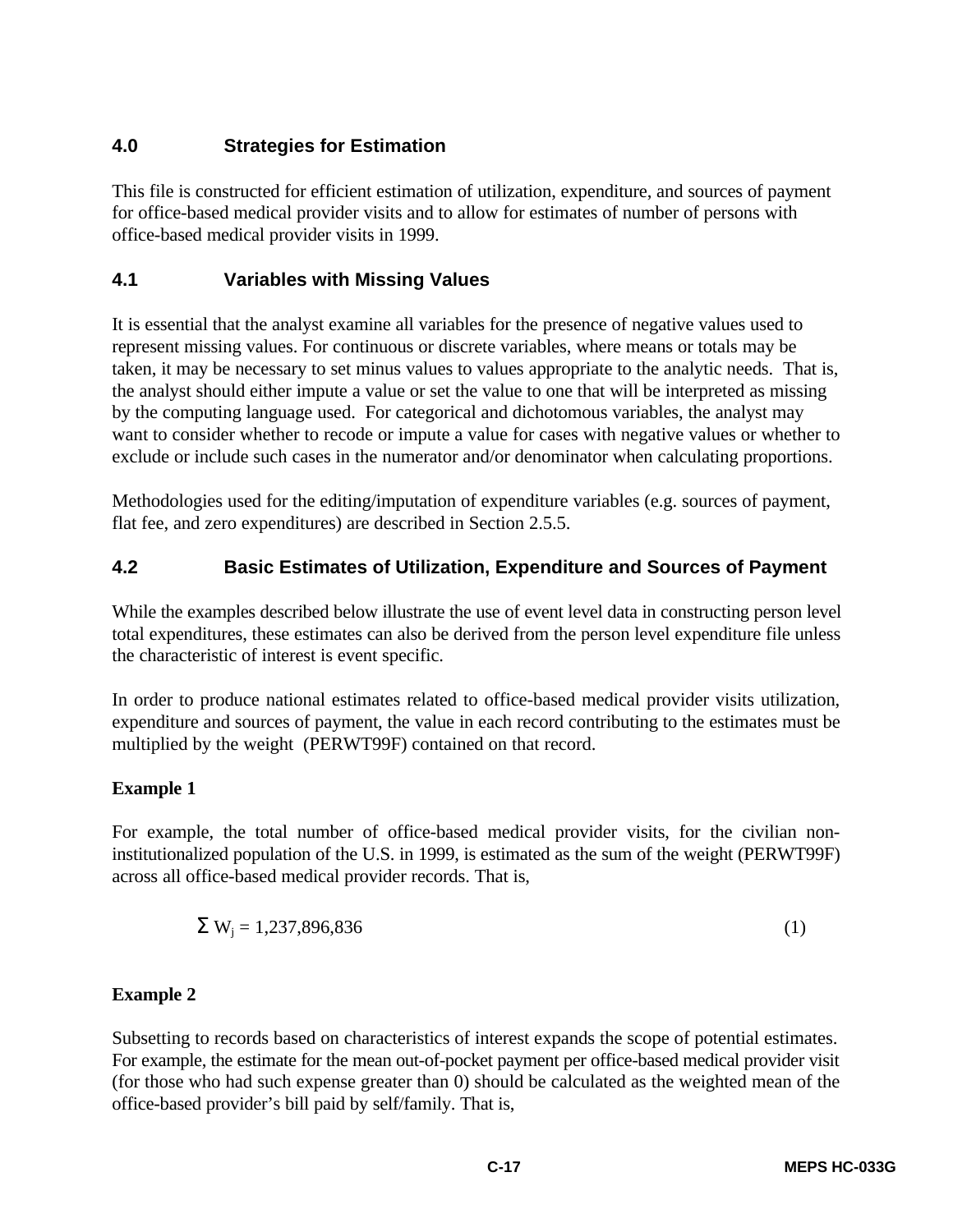## 4.0 Strategies for Estimation

This file is constructed for efficient estimation of utilization, expenditure, and sources of payment for office-based medical provider visits and to allow for estimates of number of persons with office-based medical provider visits in 1999.

## 4.1 Variables with Missing Values

It is essential that the analyst examine all variables for the presence of negative values used to represent missing values. For continuous or discrete variables, where means or totals may be taken, it may be necessary to set minus values to values appropriate to the analytic needs. That is, the analyst should either impute a value or set the value to one that will be interpreted as missing by the computing language used. For categorical and dichotomous variables, the analyst may want to consider whether to recode or impute a value for cases with negative values or whether to exclude or include such cases in the numerator and/or denominator when calculating proportions.

Methodologies used for the editing/imputation of expenditure variables (e.g. sources of payment, flat fee, and zero expenditures) are described in Section 2.5.5.

## 4.2 Basic Estimates of Utilization, Expenditure and Sources of Payment

While the examples described below illustrate the use of event level data in constructing person level total expenditures, these estimates can also be derived from the person level expenditure file unless the characteristic of interest is event specific.

In order to produce national estimates related to office-based medical provider visits utilization, expenditure and sources of payment, the value in each record contributing to the estimates must be multiplied by the weight (PERWT99F) contained on that record.

**Example 1**

For example, the total number of office-based medical provider visits, for the civilian non-institutionalized population of the U.S. in 1999, is estimated as the sum of the weight (PERWT99F) across all office-based medical provider records. That is,

$$\Sigma W_j = 1{,}237{,}896{,}836 \qquad (1)$$

**Example 2**

Subsetting to records based on characteristics of interest expands the scope of potential estimates. For example, the estimate for the mean out-of-pocket payment per office-based medical provider visit (for those who had such expense greater than 0) should be calculated as the weighted mean of the office-based provider's bill paid by self/family. That is,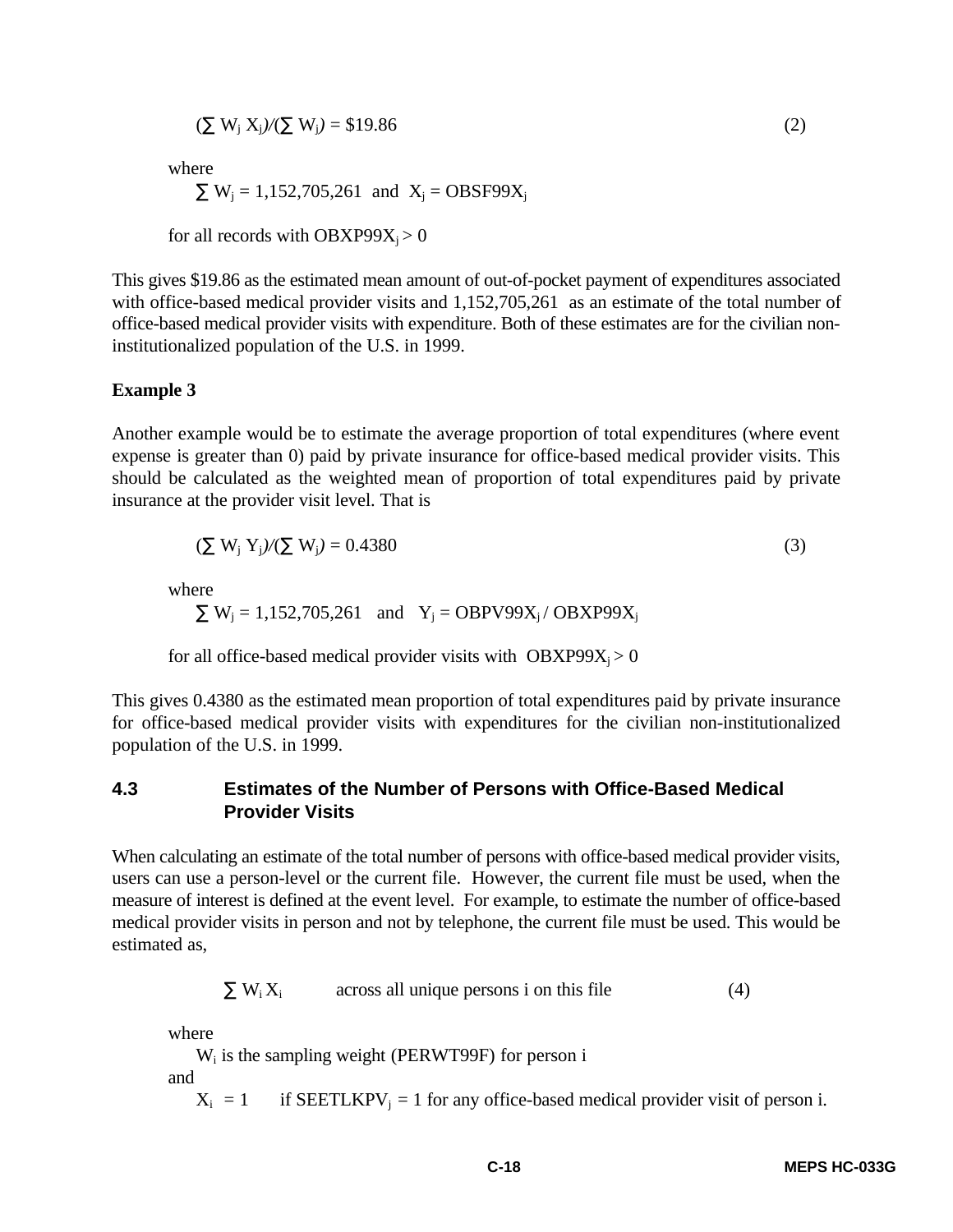$$(\sum W_j X_j)/(\sum W_j) = \$19.86 \tag{2}$$

where

$\sum W_j = 1{,}152{,}705{,}261$ and $X_j = OBSF99X_j$

for all records with $OBXP99X_j > 0$

This gives \$19.86 as the estimated mean amount of out-of-pocket payment of expenditures associated with office-based medical provider visits and 1,152,705,261 as an estimate of the total number of office-based medical provider visits with expenditure. Both of these estimates are for the civilian non-institutionalized population of the U.S. in 1999.

**Example 3**

Another example would be to estimate the average proportion of total expenditures (where event expense is greater than 0) paid by private insurance for office-based medical provider visits. This should be calculated as the weighted mean of proportion of total expenditures paid by private insurance at the provider visit level. That is

$$(\sum W_j Y_j)/(\sum W_j) = 0.4380 \tag{3}$$

where

$\sum W_j = 1{,}152{,}705{,}261$ and $Y_j = OBPV99X_j / OBXP99X_j$

for all office-based medical provider visits with $OBXP99X_j > 0$

This gives 0.4380 as the estimated mean proportion of total expenditures paid by private insurance for office-based medical provider visits with expenditures for the civilian non-institutionalized population of the U.S. in 1999.

### 4.3 Estimates of the Number of Persons with Office-Based Medical Provider Visits

When calculating an estimate of the total number of persons with office-based medical provider visits, users can use a person-level or the current file. However, the current file must be used, when the measure of interest is defined at the event level. For example, to estimate the number of office-based medical provider visits in person and not by telephone, the current file must be used. This would be estimated as,

$$\sum W_i X_i \quad \text{across all unique persons i on this file} \tag{4}$$

where

$W_i$ is the sampling weight (PERWT99F) for person i

and

$X_i = 1$ if $SEETLKPV_j = 1$ for any office-based medical provider visit of person i.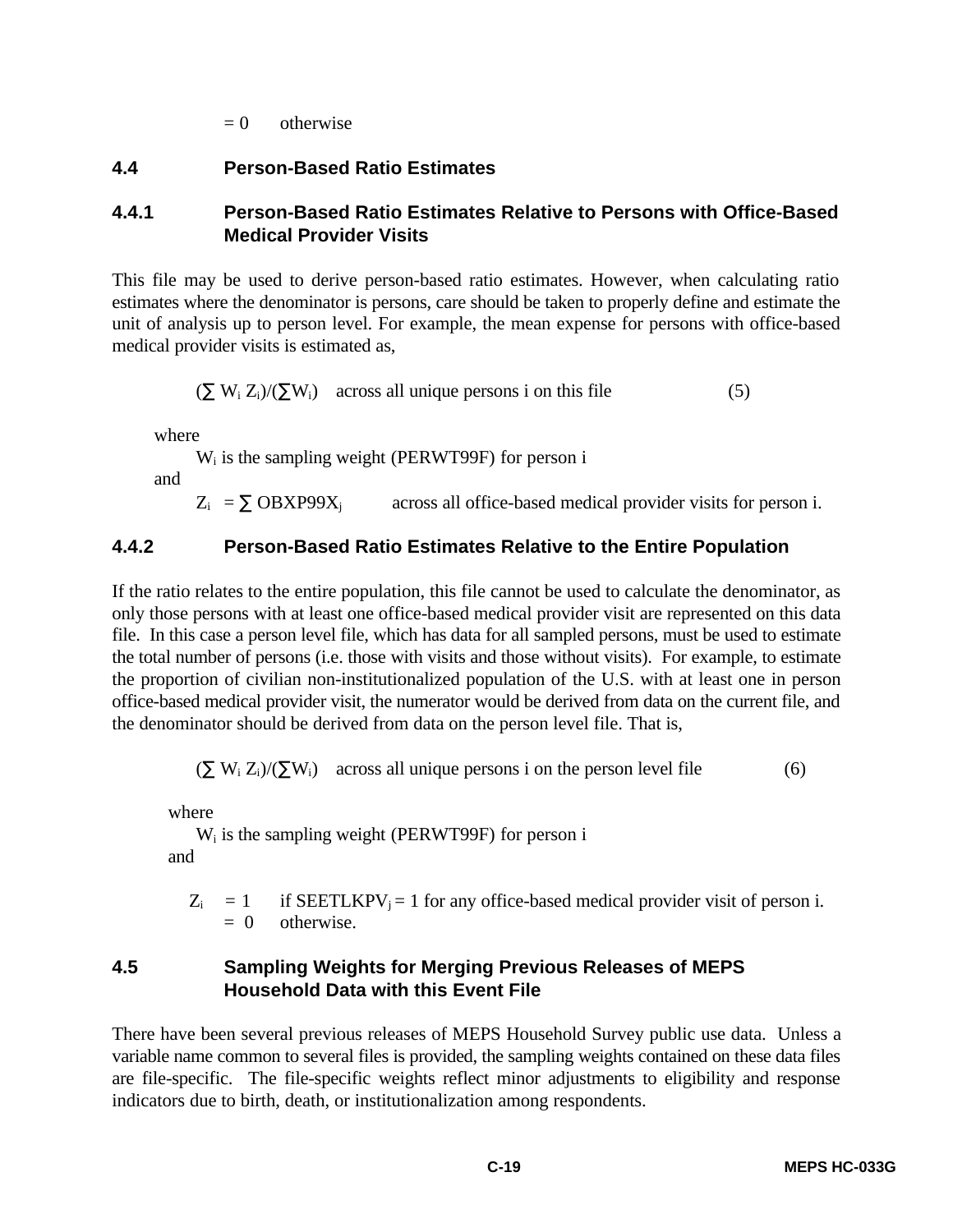= 0 otherwise

### 4.4 Person-Based Ratio Estimates

### 4.4.1 Person-Based Ratio Estimates Relative to Persons with Office-Based Medical Provider Visits

This file may be used to derive person-based ratio estimates. However, when calculating ratio estimates where the denominator is persons, care should be taken to properly define and estimate the unit of analysis up to person level. For example, the mean expense for persons with office-based medical provider visits is estimated as,

$$(\sum W_i Z_i)/(\sum W_i) \quad \text{across all unique persons i on this file} \qquad (5)$$

where

$W_i$ is the sampling weight (PERWT99F) for person i

and

$Z_i = \sum \text{OBXP99X}_j$ across all office-based medical provider visits for person i.

### 4.4.2 Person-Based Ratio Estimates Relative to the Entire Population

If the ratio relates to the entire population, this file cannot be used to calculate the denominator, as only those persons with at least one office-based medical provider visit are represented on this data file. In this case a person level file, which has data for all sampled persons, must be used to estimate the total number of persons (i.e. those with visits and those without visits). For example, to estimate the proportion of civilian non-institutionalized population of the U.S. with at least one in person office-based medical provider visit, the numerator would be derived from data on the current file, and the denominator should be derived from data on the person level file. That is,

$$(\sum W_i Z_i)/(\sum W_i) \quad \text{across all unique persons i on the person level file} \qquad (6)$$

where

$W_i$ is the sampling weight (PERWT99F) for person i

and

$Z_i$ = 1 if $\text{SEETLKPV}_j = 1$ for any office-based medical provider visit of person i.
= 0 otherwise.

### 4.5 Sampling Weights for Merging Previous Releases of MEPS Household Data with this Event File

There have been several previous releases of MEPS Household Survey public use data. Unless a variable name common to several files is provided, the sampling weights contained on these data files are file-specific. The file-specific weights reflect minor adjustments to eligibility and response indicators due to birth, death, or institutionalization among respondents.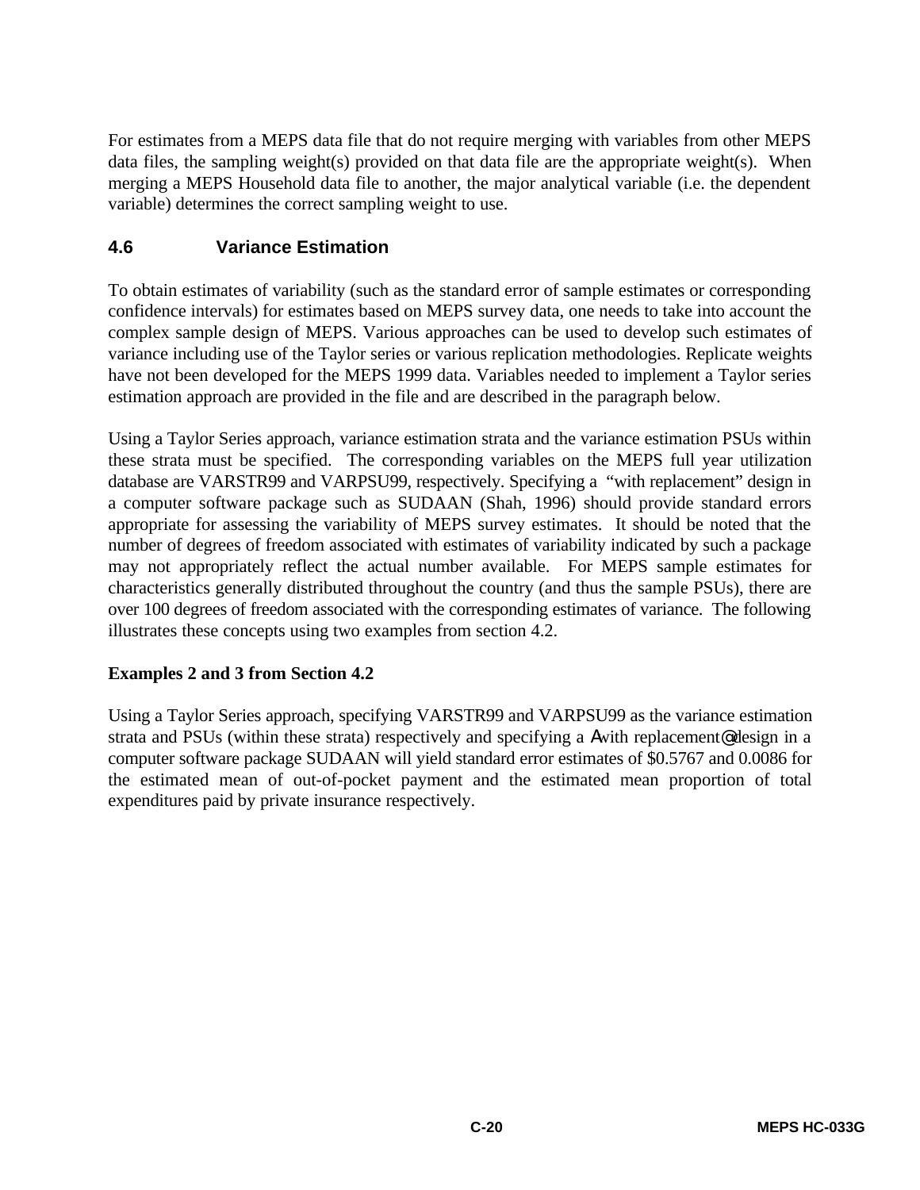For estimates from a MEPS data file that do not require merging with variables from other MEPS data files, the sampling weight(s) provided on that data file are the appropriate weight(s). When merging a MEPS Household data file to another, the major analytical variable (i.e. the dependent variable) determines the correct sampling weight to use.

## 4.6 Variance Estimation

To obtain estimates of variability (such as the standard error of sample estimates or corresponding confidence intervals) for estimates based on MEPS survey data, one needs to take into account the complex sample design of MEPS. Various approaches can be used to develop such estimates of variance including use of the Taylor series or various replication methodologies. Replicate weights have not been developed for the MEPS 1999 data. Variables needed to implement a Taylor series estimation approach are provided in the file and are described in the paragraph below.

Using a Taylor Series approach, variance estimation strata and the variance estimation PSUs within these strata must be specified. The corresponding variables on the MEPS full year utilization database are VARSTR99 and VARPSU99, respectively. Specifying a "with replacement" design in a computer software package such as SUDAAN (Shah, 1996) should provide standard errors appropriate for assessing the variability of MEPS survey estimates. It should be noted that the number of degrees of freedom associated with estimates of variability indicated by such a package may not appropriately reflect the actual number available. For MEPS sample estimates for characteristics generally distributed throughout the country (and thus the sample PSUs), there are over 100 degrees of freedom associated with the corresponding estimates of variance. The following illustrates these concepts using two examples from section 4.2.

**Examples 2 and 3 from Section 4.2**

Using a Taylor Series approach, specifying VARSTR99 and VARPSU99 as the variance estimation strata and PSUs (within these strata) respectively and specifying a Awith replacement@ design in a computer software package SUDAAN will yield standard error estimates of $0.5767 and 0.0086 for the estimated mean of out-of-pocket payment and the estimated mean proportion of total expenditures paid by private insurance respectively.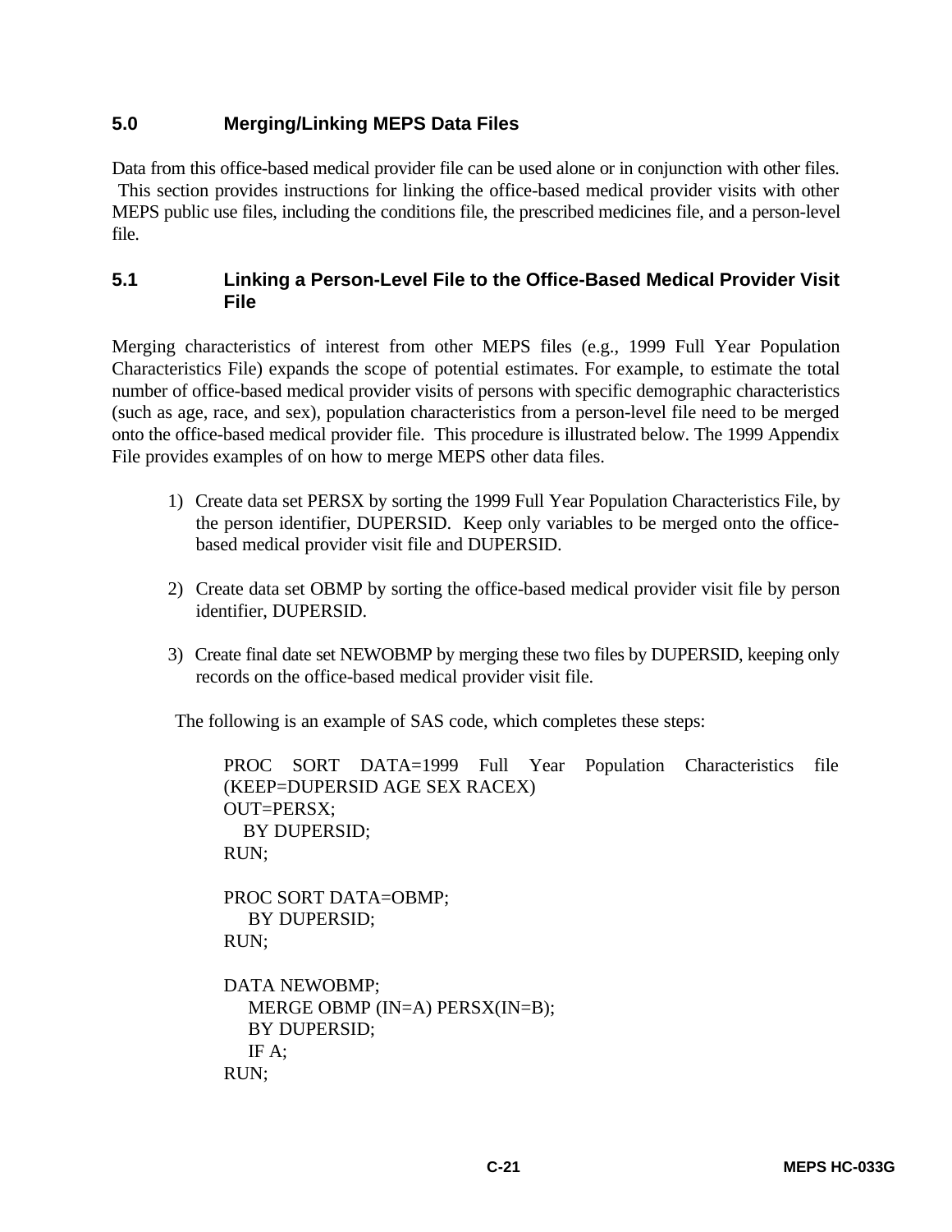## 5.0 Merging/Linking MEPS Data Files

Data from this office-based medical provider file can be used alone or in conjunction with other files. This section provides instructions for linking the office-based medical provider visits with other MEPS public use files, including the conditions file, the prescribed medicines file, and a person-level file.

### 5.1 Linking a Person-Level File to the Office-Based Medical Provider Visit File

Merging characteristics of interest from other MEPS files (e.g., 1999 Full Year Population Characteristics File) expands the scope of potential estimates. For example, to estimate the total number of office-based medical provider visits of persons with specific demographic characteristics (such as age, race, and sex), population characteristics from a person-level file need to be merged onto the office-based medical provider file. This procedure is illustrated below. The 1999 Appendix File provides examples of on how to merge MEPS other data files.

1) Create data set PERSX by sorting the 1999 Full Year Population Characteristics File, by the person identifier, DUPERSID. Keep only variables to be merged onto the office-based medical provider visit file and DUPERSID.

2) Create data set OBMP by sorting the office-based medical provider visit file by person identifier, DUPERSID.

3) Create final date set NEWOBMP by merging these two files by DUPERSID, keeping only records on the office-based medical provider visit file.

The following is an example of SAS code, which completes these steps:

```
PROC SORT DATA=1999 Full Year Population Characteristics file
(KEEP=DUPERSID AGE SEX RACEX)
OUT=PERSX;
   BY DUPERSID;
RUN;

PROC SORT DATA=OBMP;
    BY DUPERSID;
RUN;

DATA NEWOBMP;
    MERGE OBMP (IN=A) PERSX(IN=B);
    BY DUPERSID;
    IF A;
RUN;
```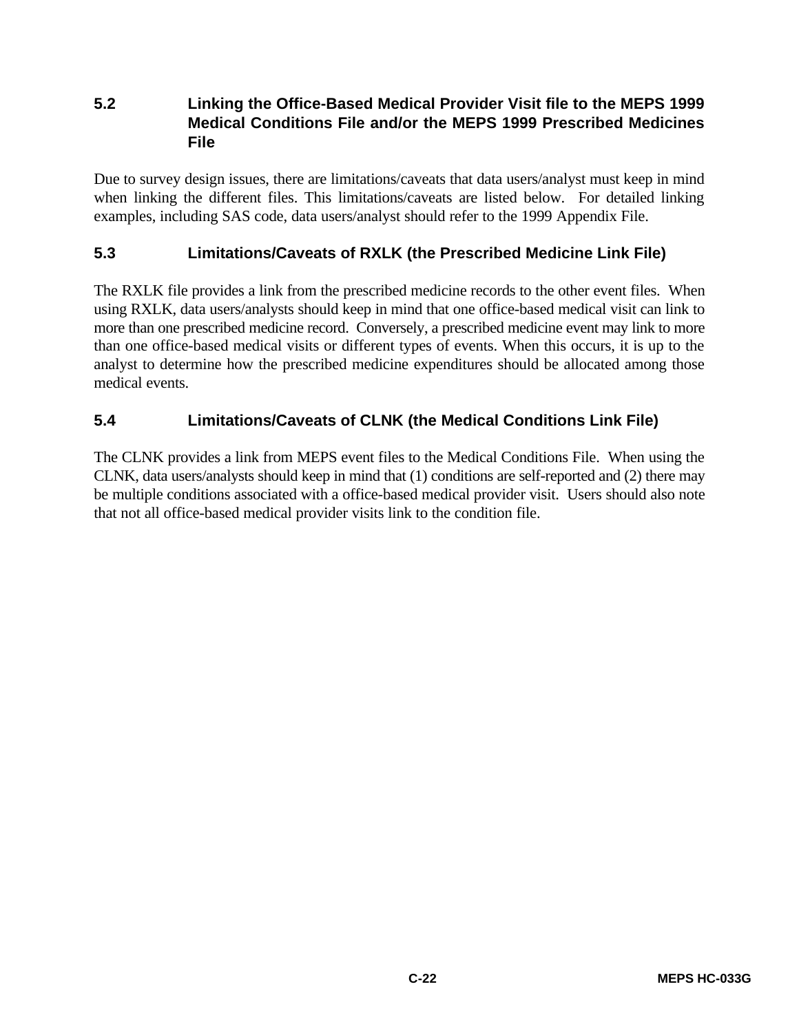## 5.2 Linking the Office-Based Medical Provider Visit file to the MEPS 1999 Medical Conditions File and/or the MEPS 1999 Prescribed Medicines File

Due to survey design issues, there are limitations/caveats that data users/analyst must keep in mind when linking the different files. This limitations/caveats are listed below. For detailed linking examples, including SAS code, data users/analyst should refer to the 1999 Appendix File.

## 5.3 Limitations/Caveats of RXLK (the Prescribed Medicine Link File)

The RXLK file provides a link from the prescribed medicine records to the other event files. When using RXLK, data users/analysts should keep in mind that one office-based medical visit can link to more than one prescribed medicine record. Conversely, a prescribed medicine event may link to more than one office-based medical visits or different types of events. When this occurs, it is up to the analyst to determine how the prescribed medicine expenditures should be allocated among those medical events.

## 5.4 Limitations/Caveats of CLNK (the Medical Conditions Link File)

The CLNK provides a link from MEPS event files to the Medical Conditions File. When using the CLNK, data users/analysts should keep in mind that (1) conditions are self-reported and (2) there may be multiple conditions associated with a office-based medical provider visit. Users should also note that not all office-based medical provider visits link to the condition file.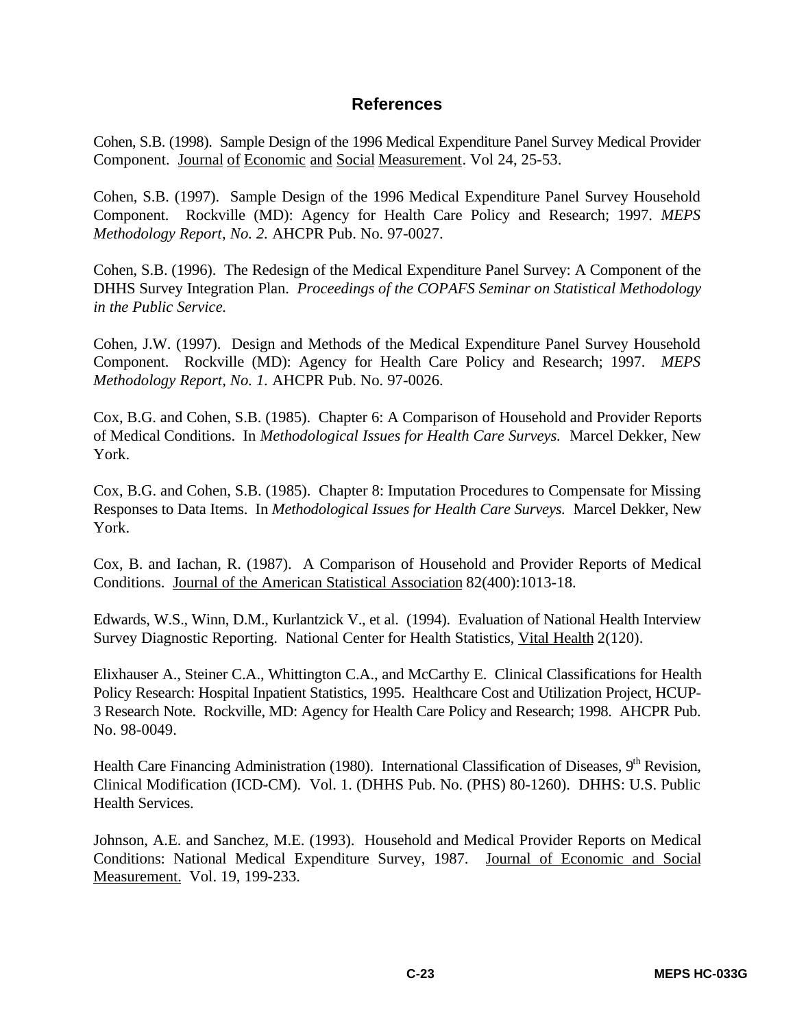# References

Cohen, S.B. (1998). Sample Design of the 1996 Medical Expenditure Panel Survey Medical Provider Component. Journal of Economic and Social Measurement. Vol 24, 25-53.

Cohen, S.B. (1997). Sample Design of the 1996 Medical Expenditure Panel Survey Household Component. Rockville (MD): Agency for Health Care Policy and Research; 1997. *MEPS Methodology Report, No. 2.* AHCPR Pub. No. 97-0027.

Cohen, S.B. (1996). The Redesign of the Medical Expenditure Panel Survey: A Component of the DHHS Survey Integration Plan. *Proceedings of the COPAFS Seminar on Statistical Methodology in the Public Service.*

Cohen, J.W. (1997). Design and Methods of the Medical Expenditure Panel Survey Household Component. Rockville (MD): Agency for Health Care Policy and Research; 1997. *MEPS Methodology Report, No. 1.* AHCPR Pub. No. 97-0026.

Cox, B.G. and Cohen, S.B. (1985). Chapter 6: A Comparison of Household and Provider Reports of Medical Conditions. In *Methodological Issues for Health Care Surveys.* Marcel Dekker, New York.

Cox, B.G. and Cohen, S.B. (1985). Chapter 8: Imputation Procedures to Compensate for Missing Responses to Data Items. In *Methodological Issues for Health Care Surveys.* Marcel Dekker, New York.

Cox, B. and Iachan, R. (1987). A Comparison of Household and Provider Reports of Medical Conditions. Journal of the American Statistical Association 82(400):1013-18.

Edwards, W.S., Winn, D.M., Kurlantzick V., et al. (1994). Evaluation of National Health Interview Survey Diagnostic Reporting. National Center for Health Statistics, Vital Health 2(120).

Elixhauser A., Steiner C.A., Whittington C.A., and McCarthy E. Clinical Classifications for Health Policy Research: Hospital Inpatient Statistics, 1995. Healthcare Cost and Utilization Project, HCUP-3 Research Note. Rockville, MD: Agency for Health Care Policy and Research; 1998. AHCPR Pub. No. 98-0049.

Health Care Financing Administration (1980). International Classification of Diseases, 9th Revision, Clinical Modification (ICD-CM). Vol. 1. (DHHS Pub. No. (PHS) 80-1260). DHHS: U.S. Public Health Services.

Johnson, A.E. and Sanchez, M.E. (1993). Household and Medical Provider Reports on Medical Conditions: National Medical Expenditure Survey, 1987. Journal of Economic and Social Measurement. Vol. 19, 199-233.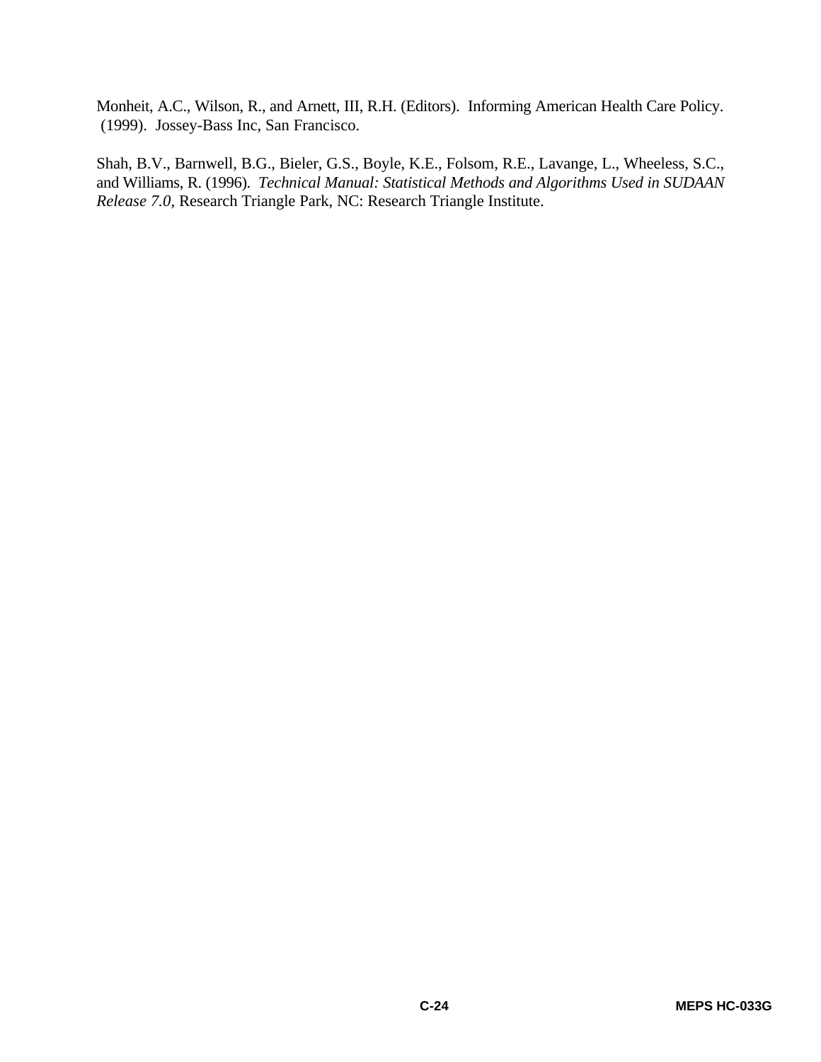Monheit, A.C., Wilson, R., and Arnett, III, R.H. (Editors). Informing American Health Care Policy. (1999). Jossey-Bass Inc, San Francisco.

Shah, B.V., Barnwell, B.G., Bieler, G.S., Boyle, K.E., Folsom, R.E., Lavange, L., Wheeless, S.C., and Williams, R. (1996). *Technical Manual: Statistical Methods and Algorithms Used in SUDAAN Release 7.0,* Research Triangle Park, NC: Research Triangle Institute.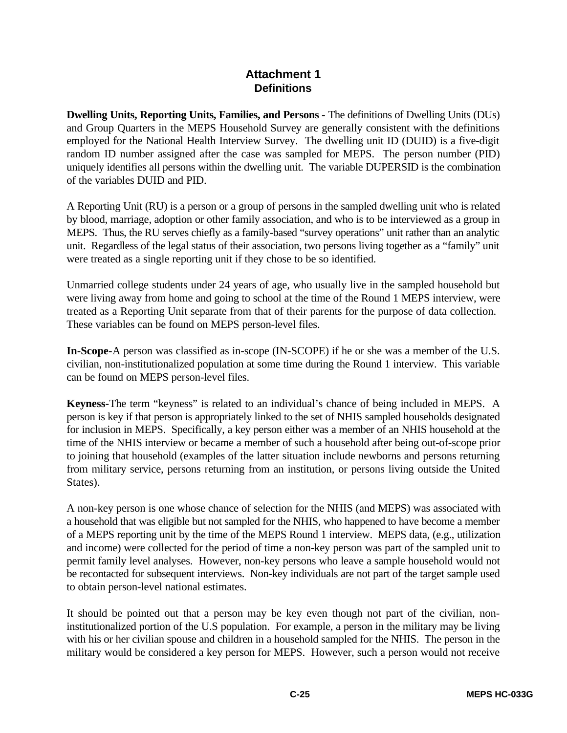# Attachment 1
## Definitions

**Dwelling Units, Reporting Units, Families, and Persons -** The definitions of Dwelling Units (DUs) and Group Quarters in the MEPS Household Survey are generally consistent with the definitions employed for the National Health Interview Survey. The dwelling unit ID (DUID) is a five-digit random ID number assigned after the case was sampled for MEPS. The person number (PID) uniquely identifies all persons within the dwelling unit. The variable DUPERSID is the combination of the variables DUID and PID.

A Reporting Unit (RU) is a person or a group of persons in the sampled dwelling unit who is related by blood, marriage, adoption or other family association, and who is to be interviewed as a group in MEPS. Thus, the RU serves chiefly as a family-based "survey operations" unit rather than an analytic unit. Regardless of the legal status of their association, two persons living together as a "family" unit were treated as a single reporting unit if they chose to be so identified.

Unmarried college students under 24 years of age, who usually live in the sampled household but were living away from home and going to school at the time of the Round 1 MEPS interview, were treated as a Reporting Unit separate from that of their parents for the purpose of data collection. These variables can be found on MEPS person-level files.

**In-Scope-**A person was classified as in-scope (IN-SCOPE) if he or she was a member of the U.S. civilian, non-institutionalized population at some time during the Round 1 interview. This variable can be found on MEPS person-level files.

**Keyness-**The term "keyness" is related to an individual's chance of being included in MEPS. A person is key if that person is appropriately linked to the set of NHIS sampled households designated for inclusion in MEPS. Specifically, a key person either was a member of an NHIS household at the time of the NHIS interview or became a member of such a household after being out-of-scope prior to joining that household (examples of the latter situation include newborns and persons returning from military service, persons returning from an institution, or persons living outside the United States).

A non-key person is one whose chance of selection for the NHIS (and MEPS) was associated with a household that was eligible but not sampled for the NHIS, who happened to have become a member of a MEPS reporting unit by the time of the MEPS Round 1 interview. MEPS data, (e.g., utilization and income) were collected for the period of time a non-key person was part of the sampled unit to permit family level analyses. However, non-key persons who leave a sample household would not be recontacted for subsequent interviews. Non-key individuals are not part of the target sample used to obtain person-level national estimates.

It should be pointed out that a person may be key even though not part of the civilian, non-institutionalized portion of the U.S population. For example, a person in the military may be living with his or her civilian spouse and children in a household sampled for the NHIS. The person in the military would be considered a key person for MEPS. However, such a person would not receive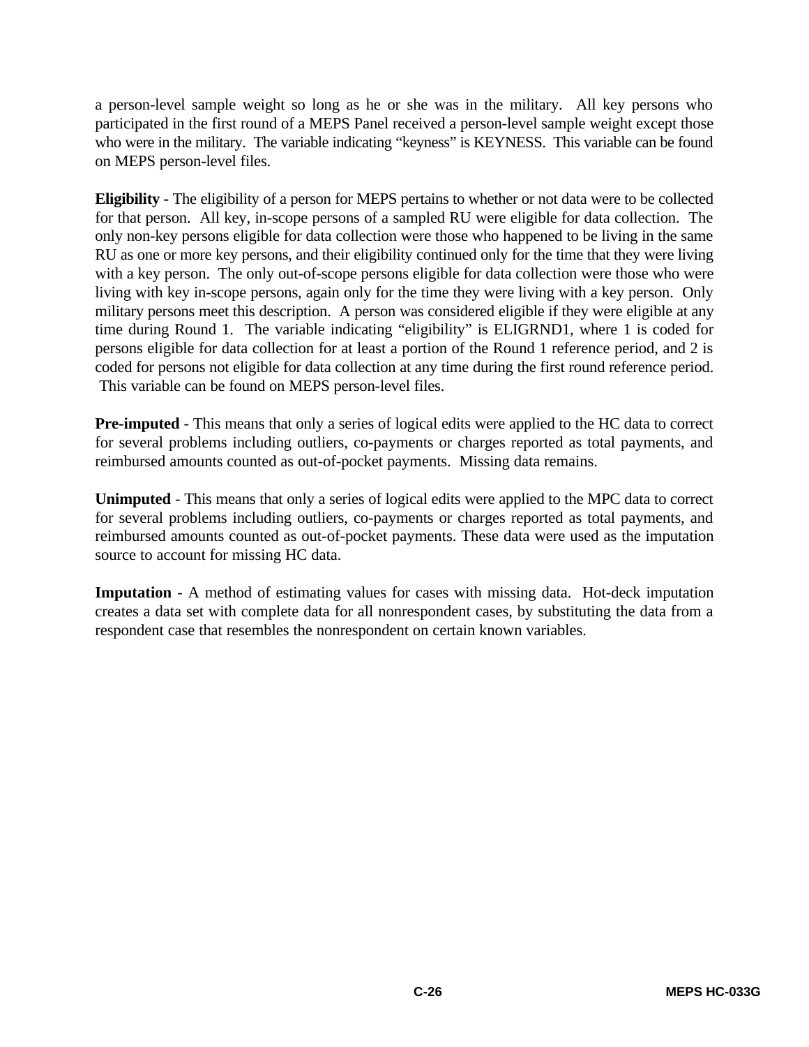a person-level sample weight so long as he or she was in the military.  All key persons who participated in the first round of a MEPS Panel received a person-level sample weight except those who were in the military.  The variable indicating "keyness" is KEYNESS.  This variable can be found on MEPS person-level files.

**Eligibility** - The eligibility of a person for MEPS pertains to whether or not data were to be collected for that person.  All key, in-scope persons of a sampled RU were eligible for data collection.  The only non-key persons eligible for data collection were those who happened to be living in the same RU as one or more key persons, and their eligibility continued only for the time that they were living with a key person.  The only out-of-scope persons eligible for data collection were those who were living with key in-scope persons, again only for the time they were living with a key person.  Only military persons meet this description.  A person was considered eligible if they were eligible at any time during Round 1.  The variable indicating "eligibility" is ELIGRND1, where 1 is coded for persons eligible for data collection for at least a portion of the Round 1 reference period, and 2 is coded for persons not eligible for data collection at any time during the first round reference period.  This variable can be found on MEPS person-level files.

**Pre-imputed** - This means that only a series of logical edits were applied to the HC data to correct for several problems including outliers, co-payments or charges reported as total payments, and reimbursed amounts counted as out-of-pocket payments.  Missing data remains.

**Unimputed** - This means that only a series of logical edits were applied to the MPC data to correct for several problems including outliers, co-payments or charges reported as total payments, and reimbursed amounts counted as out-of-pocket payments. These data were used as the imputation source to account for missing HC data.

**Imputation** - A method of estimating values for cases with missing data.  Hot-deck imputation creates a data set with complete data for all nonrespondent cases, by substituting the data from a respondent case that resembles the nonrespondent on certain known variables.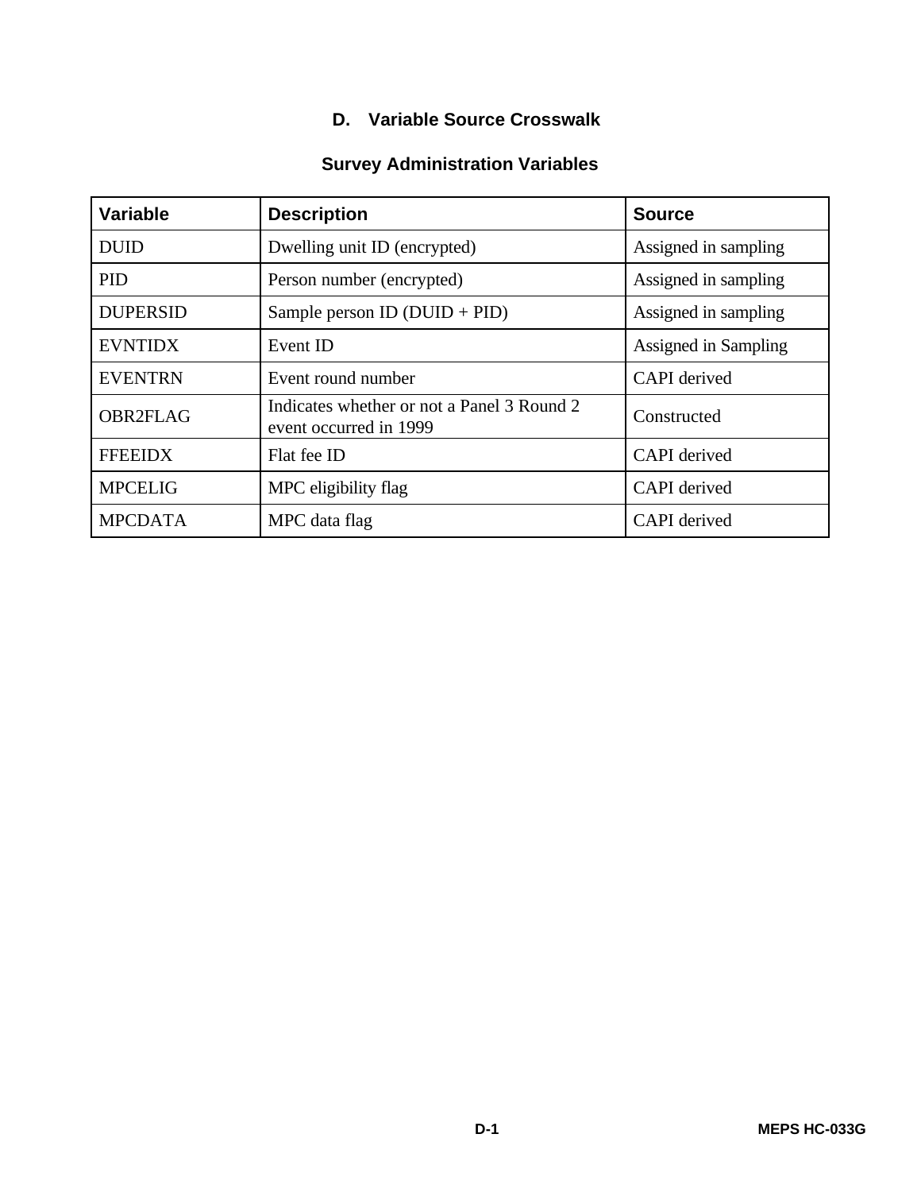## D. Variable Source Crosswalk

### Survey Administration Variables

| Variable | Description | Source |
|---|---|---|
| DUID | Dwelling unit ID (encrypted) | Assigned in sampling |
| PID | Person number (encrypted) | Assigned in sampling |
| DUPERSID | Sample person ID (DUID + PID) | Assigned in sampling |
| EVNTIDX | Event ID | Assigned in Sampling |
| EVENTRN | Event round number | CAPI derived |
| OBR2FLAG | Indicates whether or not a Panel 3 Round 2 event occurred in 1999 | Constructed |
| FFEEIDX | Flat fee ID | CAPI derived |
| MPCELIG | MPC eligibility flag | CAPI derived |
| MPCDATA | MPC data flag | CAPI derived |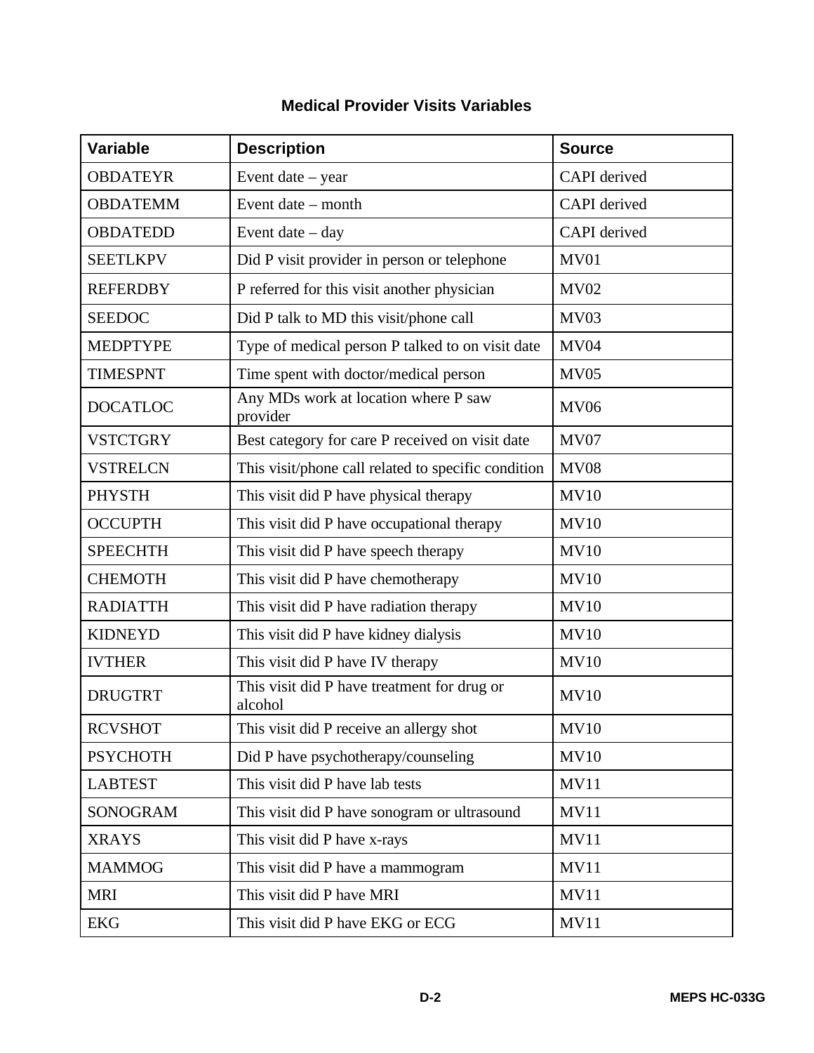## Medical Provider Visits Variables

| Variable | Description | Source |
|---|---|---|
| OBDATEYR | Event date – year | CAPI derived |
| OBDATEMM | Event date – month | CAPI derived |
| OBDATEDD | Event date – day | CAPI derived |
| SEETLKPV | Did P visit provider in person or telephone | MV01 |
| REFERDBY | P referred for this visit another physician | MV02 |
| SEEDOC | Did P talk to MD this visit/phone call | MV03 |
| MEDPTYPE | Type of medical person P talked to on visit date | MV04 |
| TIMESPNT | Time spent with doctor/medical person | MV05 |
| DOCATLOC | Any MDs work at location where P saw provider | MV06 |
| VSTCTGRY | Best category for care P received on visit date | MV07 |
| VSTRELCN | This visit/phone call related to specific condition | MV08 |
| PHYSTH | This visit did P have physical therapy | MV10 |
| OCCUPTH | This visit did P have occupational therapy | MV10 |
| SPEECHTH | This visit did P have speech therapy | MV10 |
| CHEMOTH | This visit did P have chemotherapy | MV10 |
| RADIATTH | This visit did P have radiation therapy | MV10 |
| KIDNEYD | This visit did P have kidney dialysis | MV10 |
| IVTHER | This visit did P have IV therapy | MV10 |
| DRUGTRT | This visit did P have treatment for drug or alcohol | MV10 |
| RCVSHOT | This visit did P receive an allergy shot | MV10 |
| PSYCHOTH | Did P have psychotherapy/counseling | MV10 |
| LABTEST | This visit did P have lab tests | MV11 |
| SONOGRAM | This visit did P have sonogram or ultrasound | MV11 |
| XRAYS | This visit did P have x-rays | MV11 |
| MAMMOG | This visit did P have a mammogram | MV11 |
| MRI | This visit did P have MRI | MV11 |
| EKG | This visit did P have EKG or ECG | MV11 |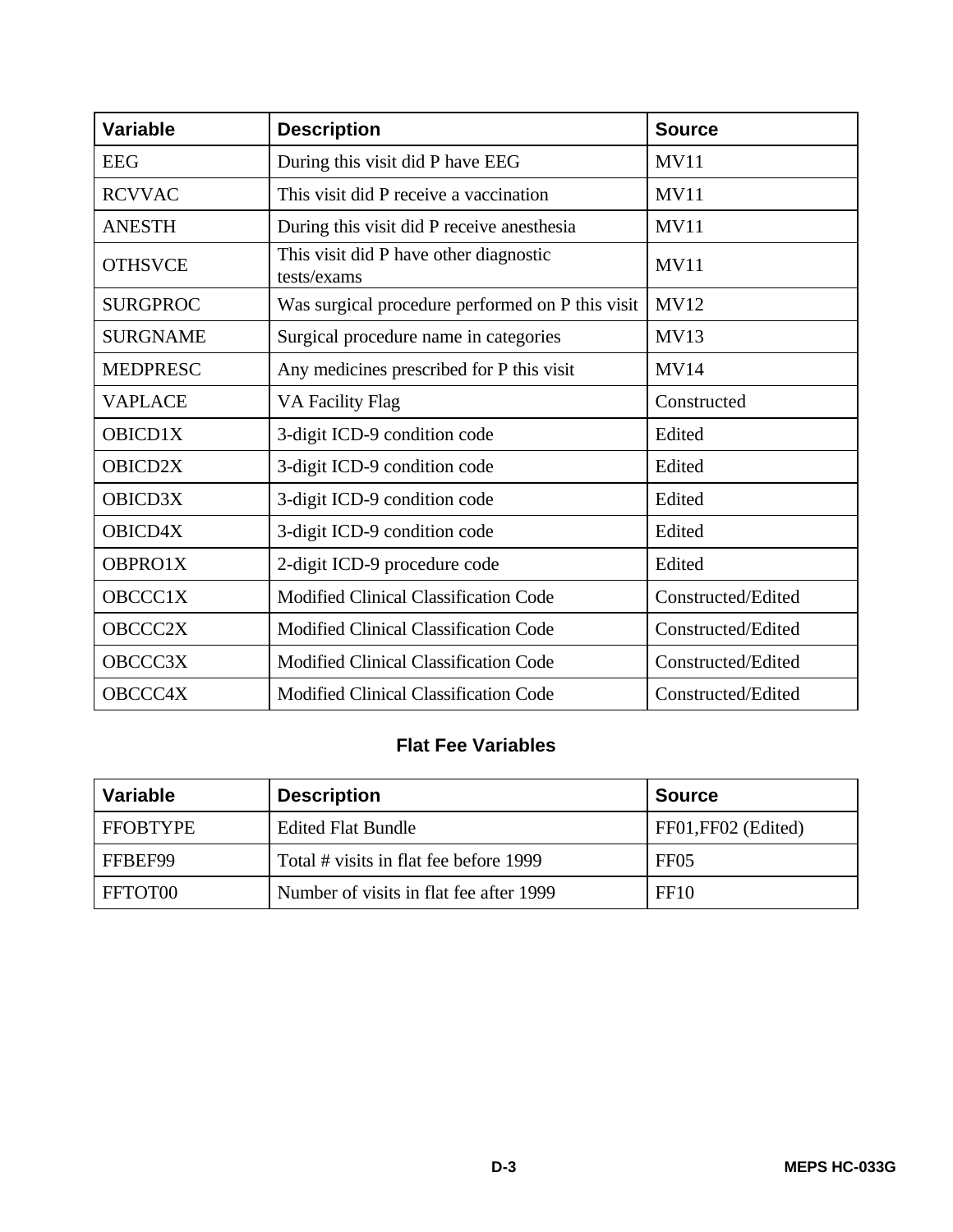| Variable | Description | Source |
| --- | --- | --- |
| EEG | During this visit did P have EEG | MV11 |
| RCVVAC | This visit did P receive a vaccination | MV11 |
| ANESTH | During this visit did P receive anesthesia | MV11 |
| OTHSVCE | This visit did P have other diagnostic tests/exams | MV11 |
| SURGPROC | Was surgical procedure performed on P this visit | MV12 |
| SURGNAME | Surgical procedure name in categories | MV13 |
| MEDPRESC | Any medicines prescribed for P this visit | MV14 |
| VAPLACE | VA Facility Flag | Constructed |
| OBICD1X | 3-digit ICD-9 condition code | Edited |
| OBICD2X | 3-digit ICD-9 condition code | Edited |
| OBICD3X | 3-digit ICD-9 condition code | Edited |
| OBICD4X | 3-digit ICD-9 condition code | Edited |
| OBPRO1X | 2-digit ICD-9 procedure code | Edited |
| OBCCC1X | Modified Clinical Classification Code | Constructed/Edited |
| OBCCC2X | Modified Clinical Classification Code | Constructed/Edited |
| OBCCC3X | Modified Clinical Classification Code | Constructed/Edited |
| OBCCC4X | Modified Clinical Classification Code | Constructed/Edited |

## Flat Fee Variables

| Variable | Description | Source |
| --- | --- | --- |
| FFOBTYPE | Edited Flat Bundle | FF01,FF02 (Edited) |
| FFBEF99 | Total # visits in flat fee before 1999 | FF05 |
| FFTOT00 | Number of visits in flat fee after 1999 | FF10 |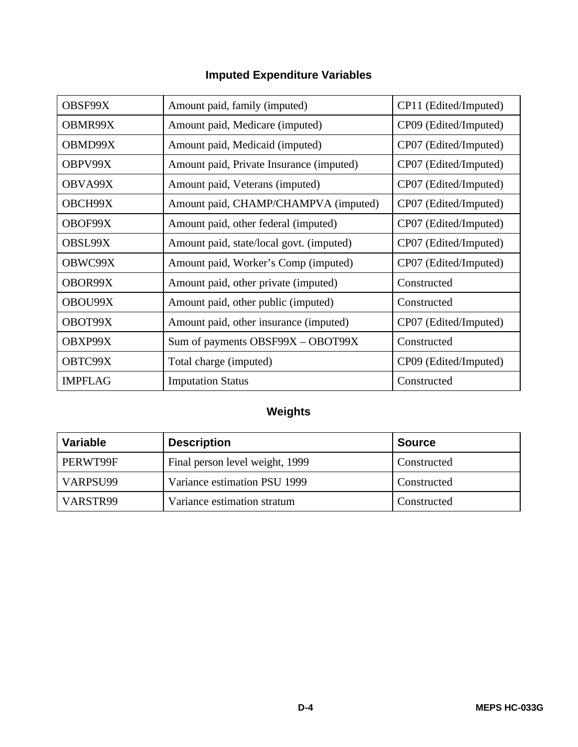## Imputed Expenditure Variables

| | | |
|---|---|---|
| OBSF99X | Amount paid, family (imputed) | CP11 (Edited/Imputed) |
| OBMR99X | Amount paid, Medicare (imputed) | CP09 (Edited/Imputed) |
| OBMD99X | Amount paid, Medicaid (imputed) | CP07 (Edited/Imputed) |
| OBPV99X | Amount paid, Private Insurance (imputed) | CP07 (Edited/Imputed) |
| OBVA99X | Amount paid, Veterans (imputed) | CP07 (Edited/Imputed) |
| OBCH99X | Amount paid, CHAMP/CHAMPVA (imputed) | CP07 (Edited/Imputed) |
| OBOF99X | Amount paid, other federal (imputed) | CP07 (Edited/Imputed) |
| OBSL99X | Amount paid, state/local govt. (imputed) | CP07 (Edited/Imputed) |
| OBWC99X | Amount paid, Worker's Comp (imputed) | CP07 (Edited/Imputed) |
| OBOR99X | Amount paid, other private (imputed) | Constructed |
| OBOU99X | Amount paid, other public (imputed) | Constructed |
| OBOT99X | Amount paid, other insurance (imputed) | CP07 (Edited/Imputed) |
| OBXP99X | Sum of payments OBSF99X – OBOT99X | Constructed |
| OBTC99X | Total charge (imputed) | CP09 (Edited/Imputed) |
| IMPFLAG | Imputation Status | Constructed |

## Weights

| Variable | Description | Source |
|---|---|---|
| PERWT99F | Final person level weight, 1999 | Constructed |
| VARPSU99 | Variance estimation PSU 1999 | Constructed |
| VARSTR99 | Variance estimation stratum | Constructed |